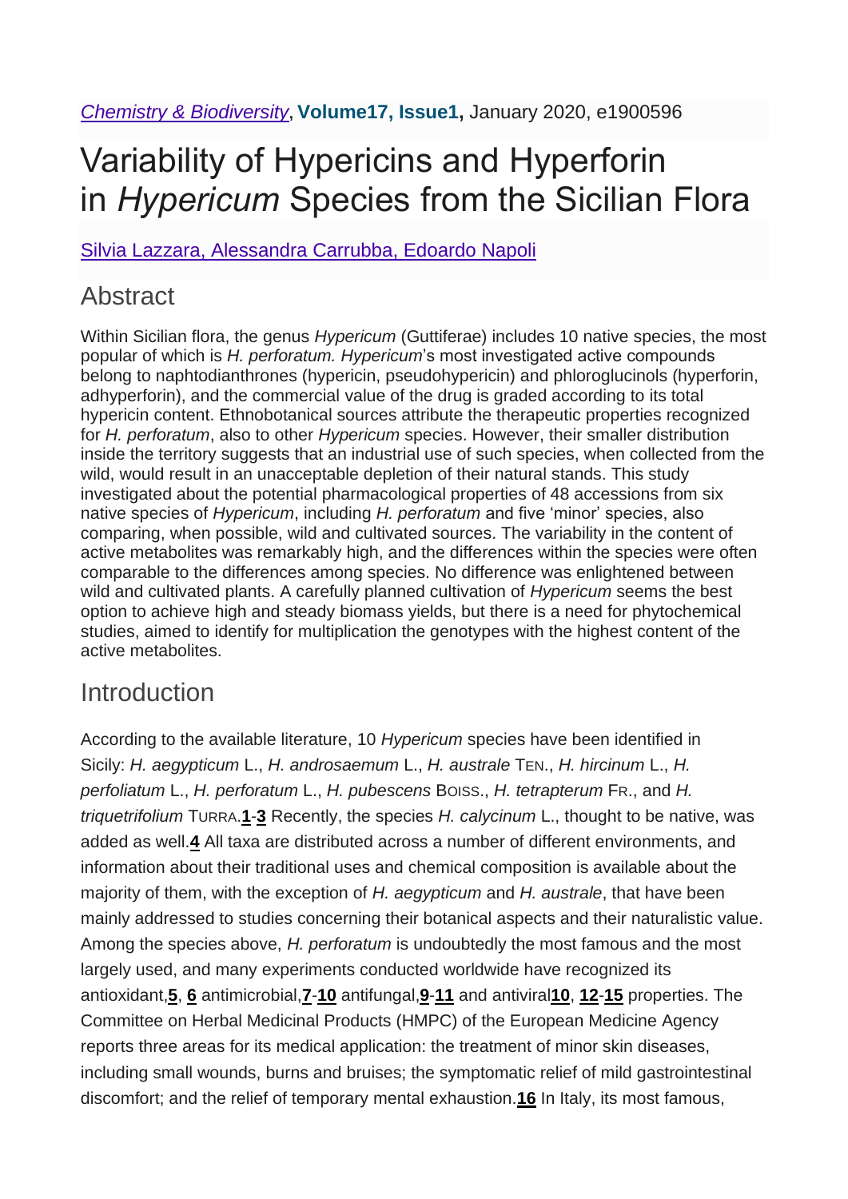*Chemistry & Biodiversity*, **Volume17, Issue1,** January 2020, e1900596

# Variability of Hypericins and Hyperforin in *Hypericum* Species from the Sicilian Flora

Silvia Lazzara, Alessandra Carrubba, Edoardo Napoli

## Abstract

Within Sicilian flora, the genus *Hypericum* (Guttiferae) includes 10 native species, the most popular of which is *H. perforatum. Hypericum*'s most investigated active compounds belong to naphtodianthrones (hypericin, pseudohypericin) and phloroglucinols (hyperforin, adhyperforin), and the commercial value of the drug is graded according to its total hypericin content. Ethnobotanical sources attribute the therapeutic properties recognized for *H. perforatum*, also to other *Hypericum* species. However, their smaller distribution inside the territory suggests that an industrial use of such species, when collected from the wild, would result in an unacceptable depletion of their natural stands. This study investigated about the potential pharmacological properties of 48 accessions from six native species of *Hypericum*, including *H. perforatum* and five 'minor' species, also comparing, when possible, wild and cultivated sources. The variability in the content of active metabolites was remarkably high, and the differences within the species were often comparable to the differences among species. No difference was enlightened between wild and cultivated plants. A carefully planned cultivation of *Hypericum* seems the best option to achieve high and steady biomass yields, but there is a need for phytochemical studies, aimed to identify for multiplication the genotypes with the highest content of the active metabolites.

## Introduction

According to the available literature, 10 *Hypericum* species have been identified in Sicily: *H. aegypticum* L., *H. androsaemum* L., *H. australe* Ten., *H. hircinum* L., *H. perfoliatum* L., *H. perforatum* L., *H. pubescens* Boiss., *H. tetrapterum* Fr., and *H. triquetrifolium* Turra.[1-3] Recently, the species *H. calycinum* L., thought to be native, was added as well.[4] All taxa are distributed across a number of different environments, and information about their traditional uses and chemical composition is available about the majority of them, with the exception of *H. aegypticum* and *H. australe*, that have been mainly addressed to studies concerning their botanical aspects and their naturalistic value. Among the species above, *H. perforatum* is undoubtedly the most famous and the most largely used, and many experiments conducted worldwide have recognized its antioxidant,[5, 6] antimicrobial,[7-10] antifungal,[9-11] and antiviral[10, 12-15] properties. The Committee on Herbal Medicinal Products (HMPC) of the European Medicine Agency reports three areas for its medical application: the treatment of minor skin diseases, including small wounds, burns and bruises; the symptomatic relief of mild gastrointestinal discomfort; and the relief of temporary mental exhaustion.[16] In Italy, its most famous,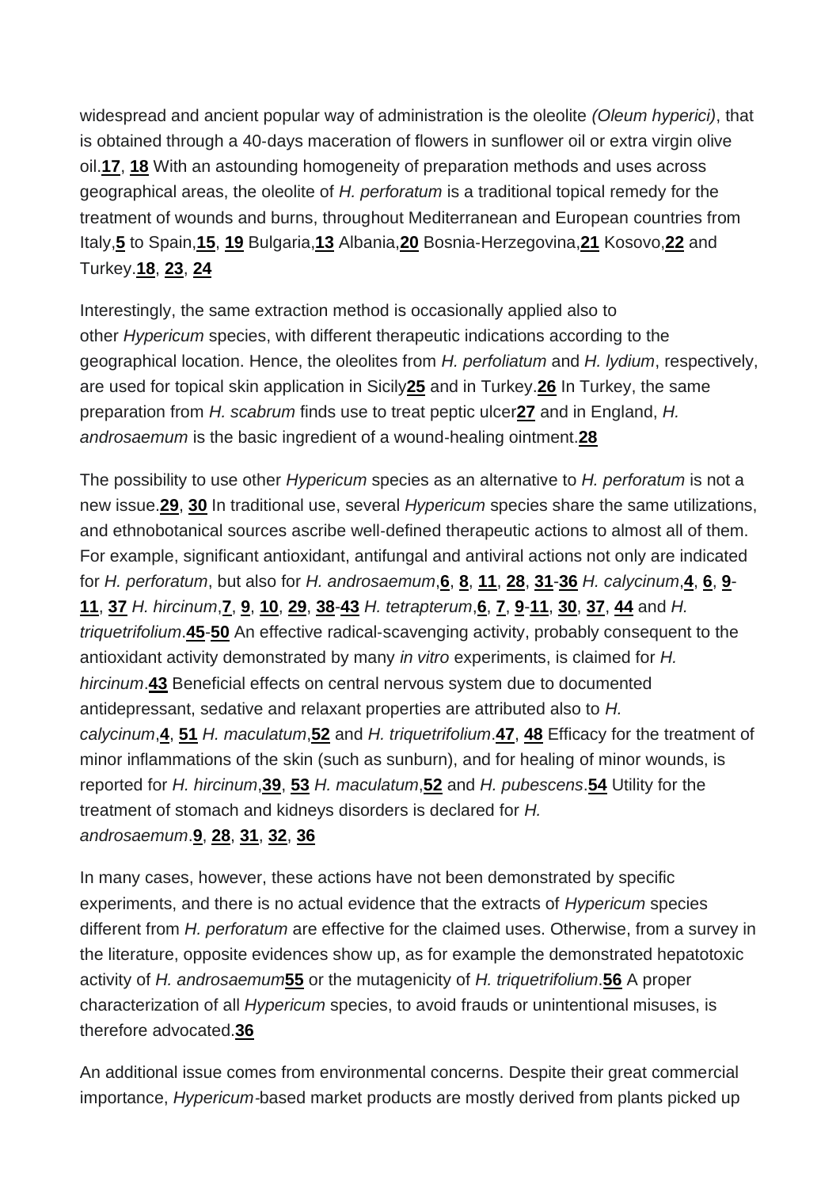widespread and ancient popular way of administration is the oleolite *(Oleum hyperici)*, that is obtained through a 40-days maceration of flowers in sunflower oil or extra virgin olive oil.[17], [18] With an astounding homogeneity of preparation methods and uses across geographical areas, the oleolite of *H. perforatum* is a traditional topical remedy for the treatment of wounds and burns, throughout Mediterranean and European countries from Italy,[5] to Spain,[15], [19] Bulgaria,[13] Albania,[20] Bosnia-Herzegovina,[21] Kosovo,[22] and Turkey.[18], [23], [24]

Interestingly, the same extraction method is occasionally applied also to other *Hypericum* species, with different therapeutic indications according to the geographical location. Hence, the oleolites from *H. perfoliatum* and *H. lydium*, respectively, are used for topical skin application in Sicily[25] and in Turkey.[26] In Turkey, the same preparation from *H. scabrum* finds use to treat peptic ulcer[27] and in England, *H. androsaemum* is the basic ingredient of a wound-healing ointment.[28]

The possibility to use other *Hypericum* species as an alternative to *H. perforatum* is not a new issue.[29], [30] In traditional use, several *Hypericum* species share the same utilizations, and ethnobotanical sources ascribe well-defined therapeutic actions to almost all of them. For example, significant antioxidant, antifungal and antiviral actions not only are indicated for *H. perforatum*, but also for *H. androsaemum*,[6], [8], [11], [28], [31]-[36] *H. calycinum*,[4], [6], [9]-[11], [37] *H. hircinum*,[7], [9], [10], [29], [38]-[43] *H. tetrapterum*,[6], [7], [9]-[11], [30], [37], [44] and *H. triquetrifolium*.[45]-[50] An effective radical-scavenging activity, probably consequent to the antioxidant activity demonstrated by many *in vitro* experiments, is claimed for *H. hircinum*.[43] Beneficial effects on central nervous system due to documented antidepressant, sedative and relaxant properties are attributed also to *H. calycinum*,[4], [51] *H. maculatum*,[52] and *H. triquetrifolium*.[47], [48] Efficacy for the treatment of minor inflammations of the skin (such as sunburn), and for healing of minor wounds, is reported for *H. hircinum*,[39], [53] *H. maculatum*,[52] and *H. pubescens*.[54] Utility for the treatment of stomach and kidneys disorders is declared for *H. androsaemum*.[9], [28], [31], [32], [36]

In many cases, however, these actions have not been demonstrated by specific experiments, and there is no actual evidence that the extracts of *Hypericum* species different from *H. perforatum* are effective for the claimed uses. Otherwise, from a survey in the literature, opposite evidences show up, as for example the demonstrated hepatotoxic activity of *H. androsaemum*[55] or the mutagenicity of *H. triquetrifolium*.[56] A proper characterization of all *Hypericum* species, to avoid frauds or unintentional misuses, is therefore advocated.[36]

An additional issue comes from environmental concerns. Despite their great commercial importance, *Hypericum*-based market products are mostly derived from plants picked up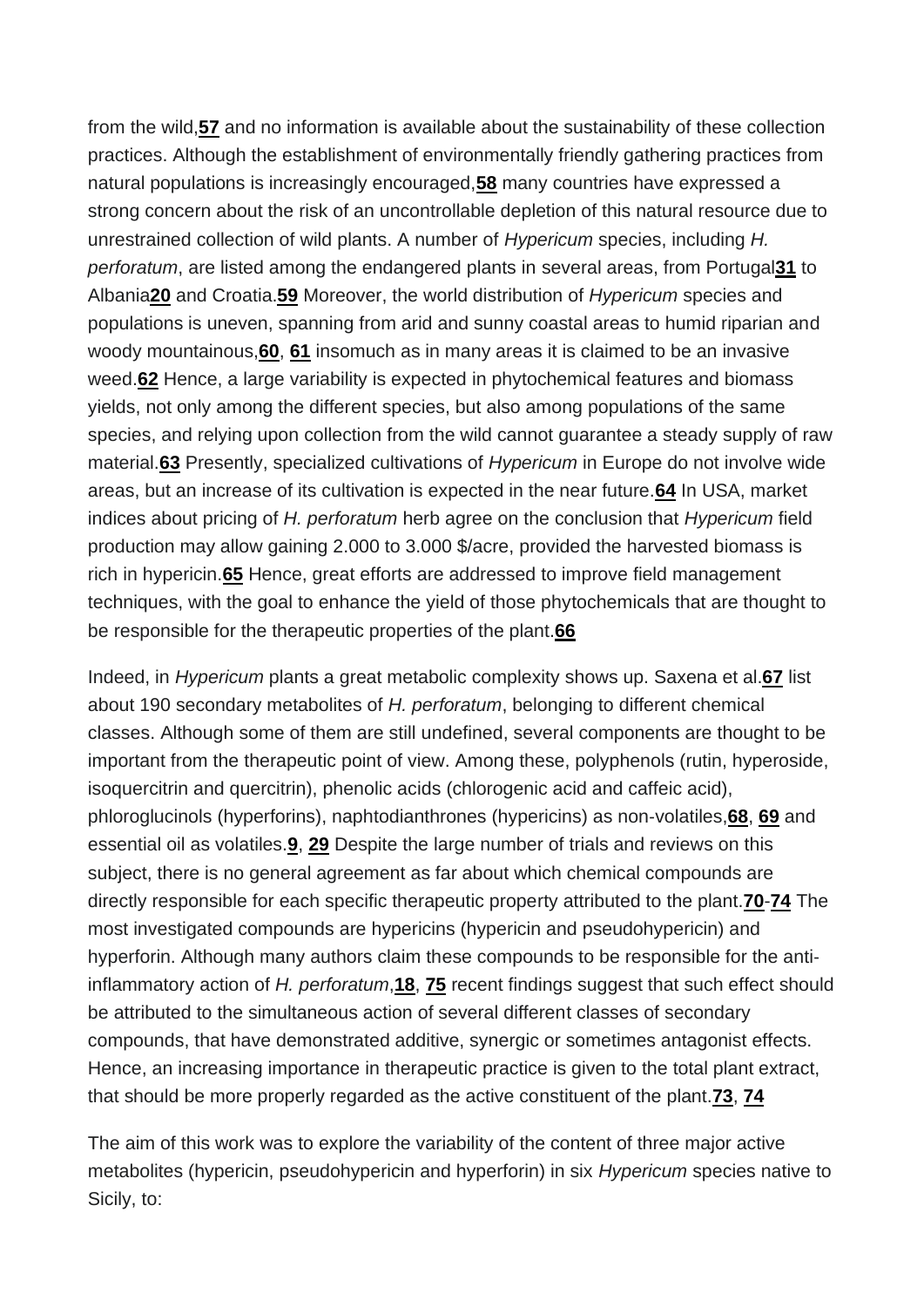from the wild,[57] and no information is available about the sustainability of these collection practices. Although the establishment of environmentally friendly gathering practices from natural populations is increasingly encouraged,[58] many countries have expressed a strong concern about the risk of an uncontrollable depletion of this natural resource due to unrestrained collection of wild plants. A number of *Hypericum* species, including *H. perforatum*, are listed among the endangered plants in several areas, from Portugal[31] to Albania[20] and Croatia.[59] Moreover, the world distribution of *Hypericum* species and populations is uneven, spanning from arid and sunny coastal areas to humid riparian and woody mountainous,[60], [61] insomuch as in many areas it is claimed to be an invasive weed.[62] Hence, a large variability is expected in phytochemical features and biomass yields, not only among the different species, but also among populations of the same species, and relying upon collection from the wild cannot guarantee a steady supply of raw material.[63] Presently, specialized cultivations of *Hypericum* in Europe do not involve wide areas, but an increase of its cultivation is expected in the near future.[64] In USA, market indices about pricing of *H. perforatum* herb agree on the conclusion that *Hypericum* field production may allow gaining 2.000 to 3.000 $/acre, provided the harvested biomass is rich in hypericin.[65] Hence, great efforts are addressed to improve field management techniques, with the goal to enhance the yield of those phytochemicals that are thought to be responsible for the therapeutic properties of the plant.[66]

Indeed, in *Hypericum* plants a great metabolic complexity shows up. Saxena et al.[67] list about 190 secondary metabolites of *H. perforatum*, belonging to different chemical classes. Although some of them are still undefined, several components are thought to be important from the therapeutic point of view. Among these, polyphenols (rutin, hyperoside, isoquercitrin and quercitrin), phenolic acids (chlorogenic acid and caffeic acid), phloroglucinols (hyperforins), naphtodianthrones (hypericins) as non-volatiles,[68], [69] and essential oil as volatiles.[9], [29] Despite the large number of trials and reviews on this subject, there is no general agreement as far about which chemical compounds are directly responsible for each specific therapeutic property attributed to the plant.[70]-[74] The most investigated compounds are hypericins (hypericin and pseudohypericin) and hyperforin. Although many authors claim these compounds to be responsible for the anti-inflammatory action of *H. perforatum*,[18], [75] recent findings suggest that such effect should be attributed to the simultaneous action of several different classes of secondary compounds, that have demonstrated additive, synergic or sometimes antagonist effects. Hence, an increasing importance in therapeutic practice is given to the total plant extract, that should be more properly regarded as the active constituent of the plant.[73], [74]

The aim of this work was to explore the variability of the content of three major active metabolites (hypericin, pseudohypericin and hyperforin) in six *Hypericum* species native to Sicily, to: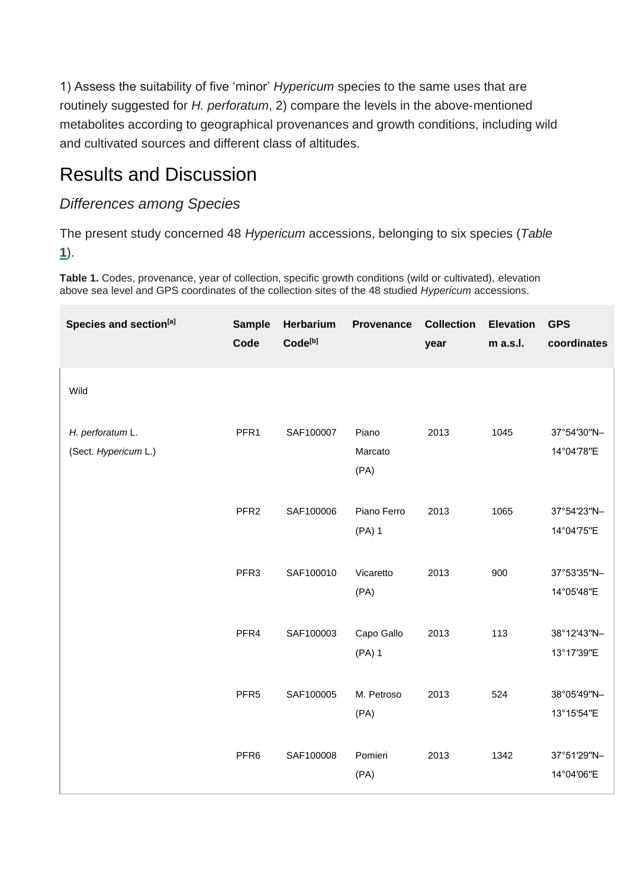1) Assess the suitability of five 'minor' *Hypericum* species to the same uses that are routinely suggested for *H. perforatum*, 2) compare the levels in the above-mentioned metabolites according to geographical provenances and growth conditions, including wild and cultivated sources and different class of altitudes.

## Results and Discussion

### Differences among Species

The present study concerned 48 *Hypericum* accessions, belonging to six species (*Table 1*).

**Table 1.** Codes, provenance, year of collection, specific growth conditions (wild or cultivated), elevation above sea level and GPS coordinates of the collection sites of the 48 studied *Hypericum* accessions.

| Species and section[a] | Sample Code | Herbarium Code[b] | Provenance | Collection year | Elevation m a.s.l. | GPS coordinates |
|---|---|---|---|---|---|---|
| Wild | | | | | | |
| *H. perforatum* L. (Sect. *Hypericum* L.) | PFR1 | SAF100007 | Piano Marcato (PA) | 2013 | 1045 | 37°54′30″N–14°04′78″E |
| | PFR2 | SAF100006 | Piano Ferro (PA) 1 | 2013 | 1065 | 37°54′23″N–14°04′75″E |
| | PFR3 | SAF100010 | Vicaretto (PA) | 2013 | 900 | 37°53′35″N–14°05′48″E |
| | PFR4 | SAF100003 | Capo Gallo (PA) 1 | 2013 | 113 | 38°12′43″N–13°17′39″E |
| | PFR5 | SAF100005 | M. Petroso (PA) | 2013 | 524 | 38°05′49″N–13°15′54″E |
| | PFR6 | SAF100008 | Pomieri (PA) | 2013 | 1342 | 37°51′29″N–14°04′06″E |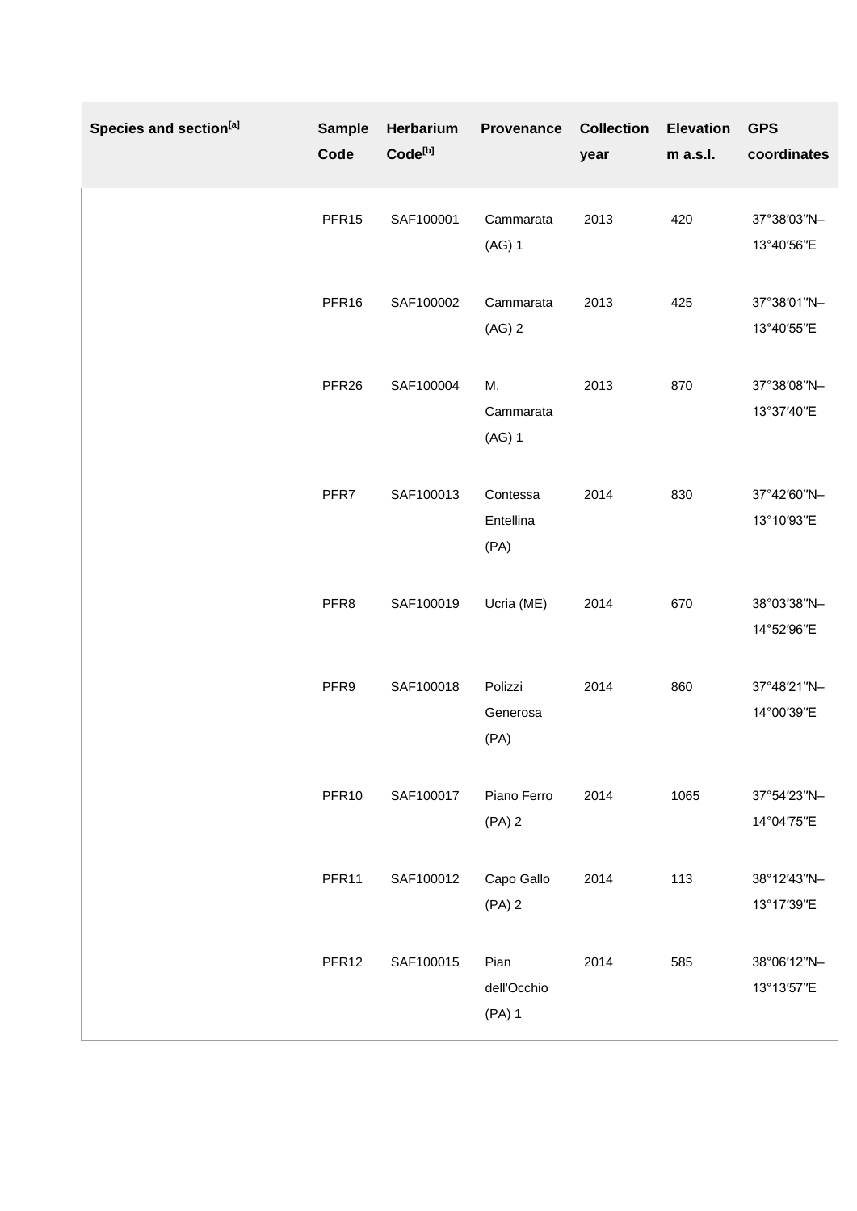| Species and section[a] | Sample Code | Herbarium Code[b] | Provenance | Collection year | Elevation m a.s.l. | GPS coordinates |
|---|---|---|---|---|---|---|
| | PFR15 | SAF100001 | Cammarata (AG) 1 | 2013 | 420 | 37°38′03″N–13°40′56″E |
| | PFR16 | SAF100002 | Cammarata (AG) 2 | 2013 | 425 | 37°38′01″N–13°40′55″E |
| | PFR26 | SAF100004 | M. Cammarata (AG) 1 | 2013 | 870 | 37°38′08″N–13°37′40″E |
| | PFR7 | SAF100013 | Contessa Entellina (PA) | 2014 | 830 | 37°42′60″N–13°10′93″E |
| | PFR8 | SAF100019 | Ucria (ME) | 2014 | 670 | 38°03′38″N–14°52′96″E |
| | PFR9 | SAF100018 | Polizzi Generosa (PA) | 2014 | 860 | 37°48′21″N–14°00′39″E |
| | PFR10 | SAF100017 | Piano Ferro (PA) 2 | 2014 | 1065 | 37°54′23″N–14°04′75″E |
| | PFR11 | SAF100012 | Capo Gallo (PA) 2 | 2014 | 113 | 38°12′43″N–13°17′39″E |
| | PFR12 | SAF100015 | Pian dell'Occhio (PA) 1 | 2014 | 585 | 38°06′12″N–13°13′57″E |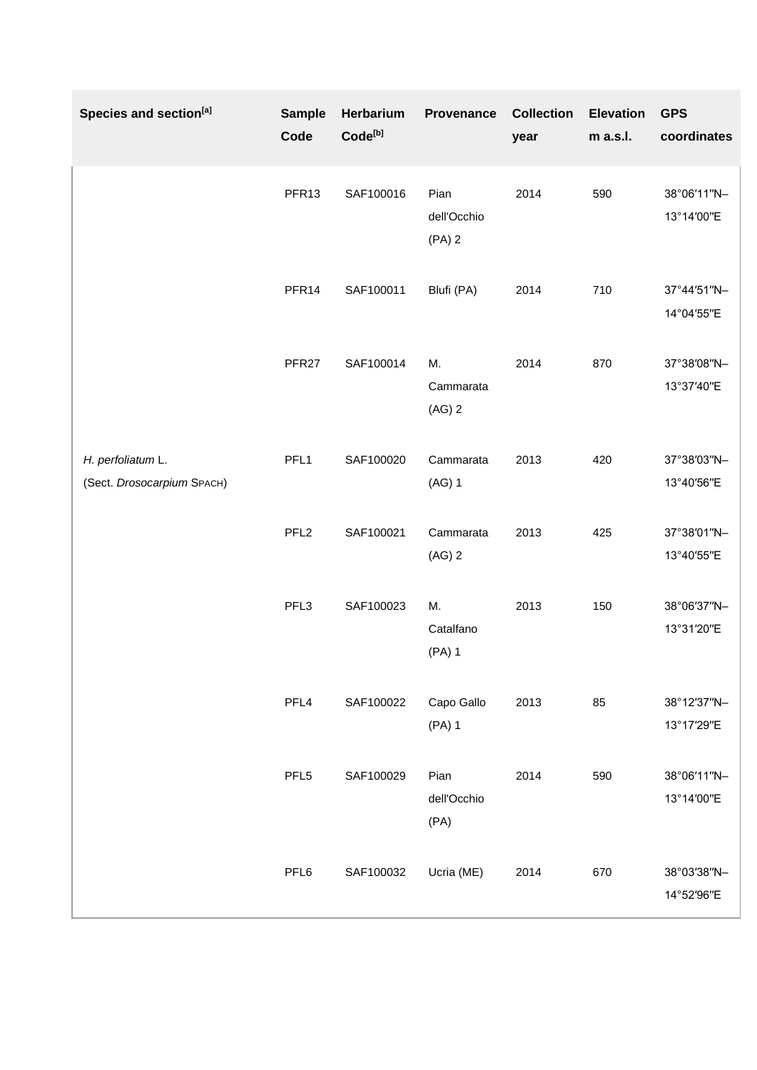| Species and section[a] | Sample Code | Herbarium Code[b] | Provenance | Collection year | Elevation m a.s.l. | GPS coordinates |
| --- | --- | --- | --- | --- | --- | --- |
| | PFR13 | SAF100016 | Pian dell'Occhio (PA) 2 | 2014 | 590 | 38°06′11″N–13°14′00″E |
| | PFR14 | SAF100011 | Blufi (PA) | 2014 | 710 | 37°44′51″N–14°04′55″E |
| | PFR27 | SAF100014 | M. Cammarata (AG) 2 | 2014 | 870 | 37°38′08″N–13°37′40″E |
| *H. perfoliatum* L. (Sect. *Drosocarpium* SPACH) | PFL1 | SAF100020 | Cammarata (AG) 1 | 2013 | 420 | 37°38′03″N–13°40′56″E |
| | PFL2 | SAF100021 | Cammarata (AG) 2 | 2013 | 425 | 37°38′01″N–13°40′55″E |
| | PFL3 | SAF100023 | M. Catalfano (PA) 1 | 2013 | 150 | 38°06′37″N–13°31′20″E |
| | PFL4 | SAF100022 | Capo Gallo (PA) 1 | 2013 | 85 | 38°12′37″N–13°17′29″E |
| | PFL5 | SAF100029 | Pian dell'Occhio (PA) | 2014 | 590 | 38°06′11″N–13°14′00″E |
| | PFL6 | SAF100032 | Ucria (ME) | 2014 | 670 | 38°03′38″N–14°52′96″E |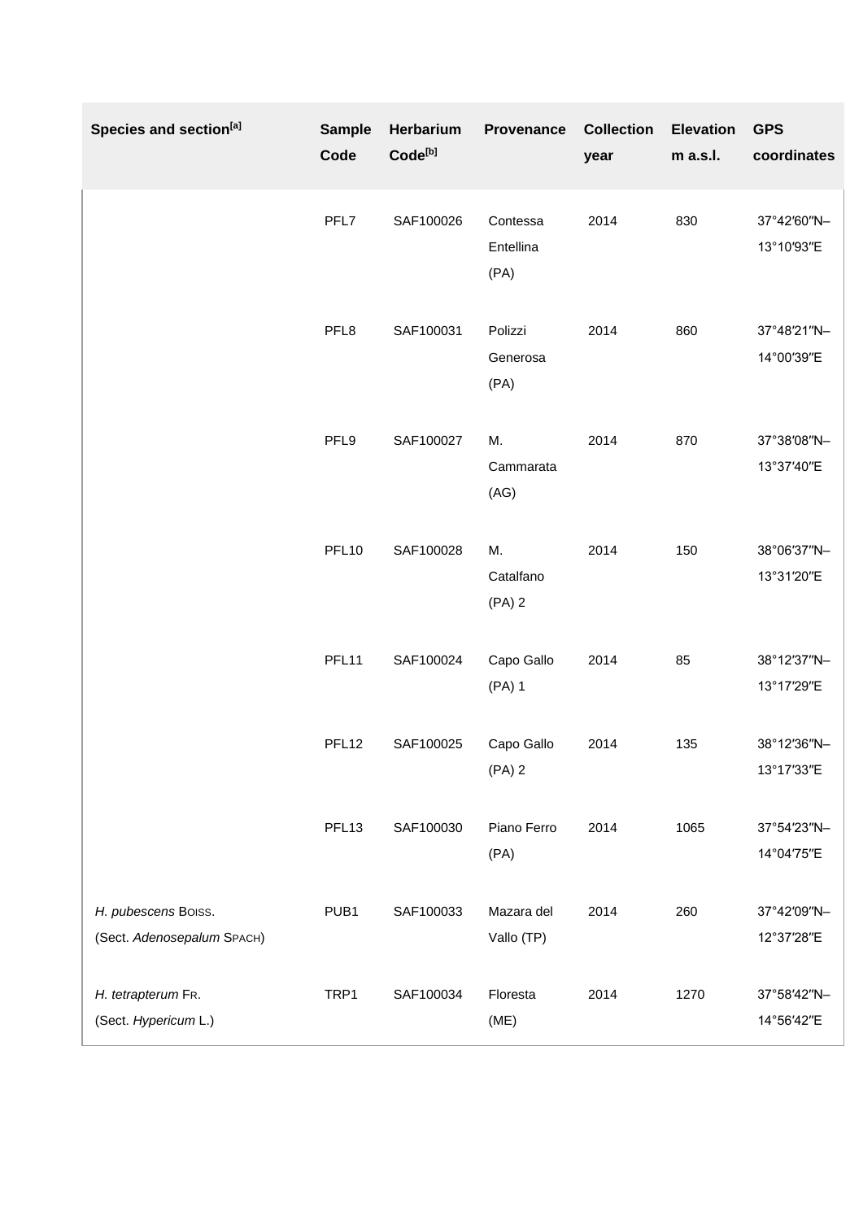| Species and section[a] | Sample Code | Herbarium Code[b] | Provenance | Collection year | Elevation m a.s.l. | GPS coordinates |
|---|---|---|---|---|---|---|
| | PFL7 | SAF100026 | Contessa Entellina (PA) | 2014 | 830 | 37°42′60″N–13°10′93″E |
| | PFL8 | SAF100031 | Polizzi Generosa (PA) | 2014 | 860 | 37°48′21″N–14°00′39″E |
| | PFL9 | SAF100027 | M. Cammarata (AG) | 2014 | 870 | 37°38′08″N–13°37′40″E |
| | PFL10 | SAF100028 | M. Catalfano (PA) 2 | 2014 | 150 | 38°06′37″N–13°31′20″E |
| | PFL11 | SAF100024 | Capo Gallo (PA) 1 | 2014 | 85 | 38°12′37″N–13°17′29″E |
| | PFL12 | SAF100025 | Capo Gallo (PA) 2 | 2014 | 135 | 38°12′36″N–13°17′33″E |
| | PFL13 | SAF100030 | Piano Ferro (PA) | 2014 | 1065 | 37°54′23″N–14°04′75″E |
| *H. pubescens* BOISS. (Sect. *Adenosepalum* SPACH) | PUB1 | SAF100033 | Mazara del Vallo (TP) | 2014 | 260 | 37°42′09″N–12°37′28″E |
| *H. tetrapterum* FR. (Sect. *Hypericum* L.) | TRP1 | SAF100034 | Floresta (ME) | 2014 | 1270 | 37°58′42″N–14°56′42″E |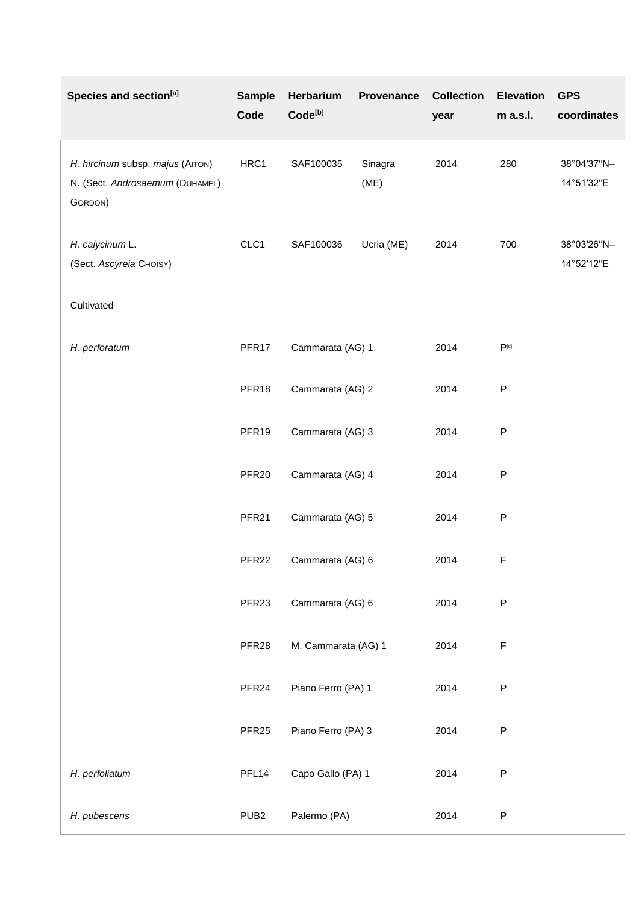| Species and section[a] | Sample Code | Herbarium Code[b] | Provenance | Collection year | Elevation m a.s.l. | GPS coordinates |
|---|---|---|---|---|---|---|
| *H. hircinum* subsp. *majus* (Aiton) N. (Sect. *Androsaemum* (Duhamel) Gordon) | HRC1 | SAF100035 | Sinagra (ME) | 2014 | 280 | 38°04′37″N–14°51′32″E |
| *H. calycinum* L. (Sect. *Ascyreia* Choisy) | CLC1 | SAF100036 | Ucria (ME) | 2014 | 700 | 38°03′26″N–14°52′12″E |
| Cultivated | | | | | | |
| *H. perforatum* | PFR17 | | Cammarata (AG) 1 | 2014 | P[c] | |
| | PFR18 | | Cammarata (AG) 2 | 2014 | P | |
| | PFR19 | | Cammarata (AG) 3 | 2014 | P | |
| | PFR20 | | Cammarata (AG) 4 | 2014 | P | |
| | PFR21 | | Cammarata (AG) 5 | 2014 | P | |
| | PFR22 | | Cammarata (AG) 6 | 2014 | F | |
| | PFR23 | | Cammarata (AG) 6 | 2014 | P | |
| | PFR28 | | M. Cammarata (AG) 1 | 2014 | F | |
| | PFR24 | | Piano Ferro (PA) 1 | 2014 | P | |
| | PFR25 | | Piano Ferro (PA) 3 | 2014 | P | |
| *H. perfoliatum* | PFL14 | | Capo Gallo (PA) 1 | 2014 | P | |
| *H. pubescens* | PUB2 | | Palermo (PA) | 2014 | P | |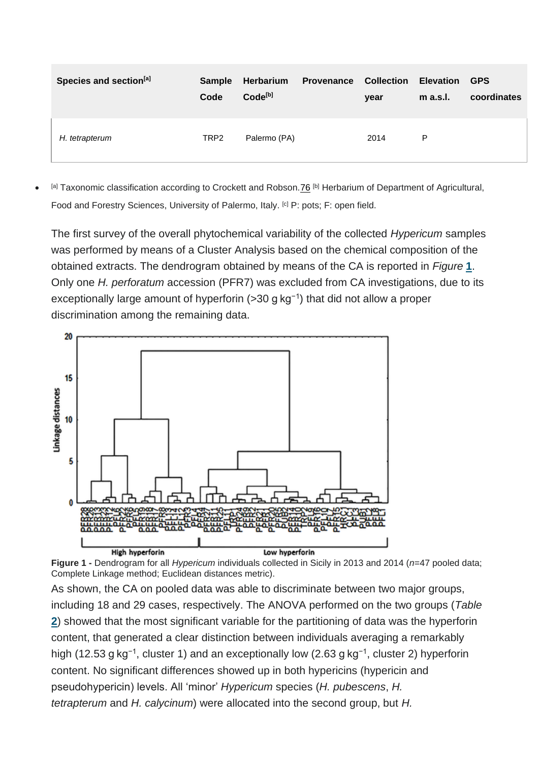| Species and section[a] | Sample Code | Herbarium Code[b] | Provenance | Collection year | Elevation m a.s.l. | GPS coordinates |
| --- | --- | --- | --- | --- | --- | --- |
| *H. tetrapterum* | TRP2 | Palermo (PA) | | 2014 | P | |

- [a] Taxonomic classification according to Crockett and Robson.76 [b] Herbarium of Department of Agricultural, Food and Forestry Sciences, University of Palermo, Italy. [c] P: pots; F: open field.

The first survey of the overall phytochemical variability of the collected *Hypericum* samples was performed by means of a Cluster Analysis based on the chemical composition of the obtained extracts. The dendrogram obtained by means of the CA is reported in *Figure* **1**. Only one *H. perforatum* accession (PFR7) was excluded from CA investigations, due to its exceptionally large amount of hyperforin (>30 g kg$^{-1}$) that did not allow a proper discrimination among the remaining data.

**Figure 1 -** Dendrogram for all *Hypericum* individuals collected in Sicily in 2013 and 2014 ($n$=47 pooled data; Complete Linkage method; Euclidean distances metric).

As shown, the CA on pooled data was able to discriminate between two major groups, including 18 and 29 cases, respectively. The ANOVA performed on the two groups (*Table* **2**) showed that the most significant variable for the partitioning of data was the hyperforin content, that generated a clear distinction between individuals averaging a remarkably high (12.53 g kg$^{-1}$, cluster 1) and an exceptionally low (2.63 g kg$^{-1}$, cluster 2) hyperforin content. No significant differences showed up in both hypericins (hypericin and pseudohypericin) levels. All 'minor' *Hypericum* species (*H. pubescens*, *H. tetrapterum* and *H. calycinum*) were allocated into the second group, but *H.*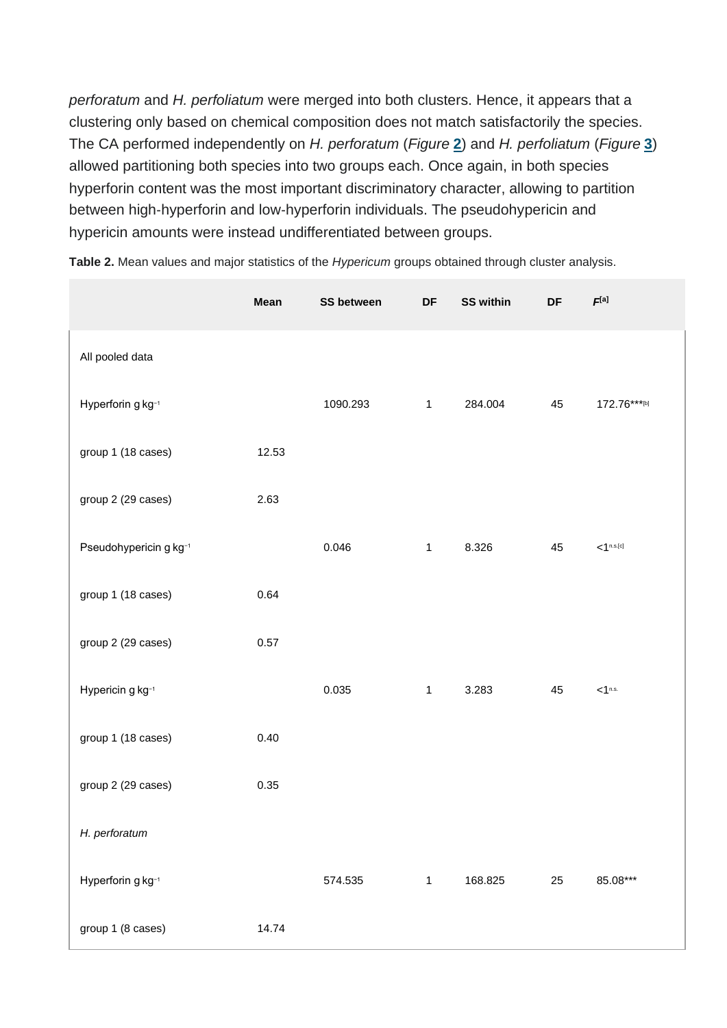*perforatum* and *H. perfoliatum* were merged into both clusters. Hence, it appears that a clustering only based on chemical composition does not match satisfactorily the species. The CA performed independently on *H. perforatum* (*Figure* **2**) and *H. perfoliatum* (*Figure* **3**) allowed partitioning both species into two groups each. Once again, in both species hyperforin content was the most important discriminatory character, allowing to partition between high-hyperforin and low-hyperforin individuals. The pseudohypericin and hypericin amounts were instead undifferentiated between groups.

**Table 2.** Mean values and major statistics of the *Hypericum* groups obtained through cluster analysis.

| | Mean | SS between | DF | SS within | DF | *F*[a] |
|---|---|---|---|---|---|---|
| All pooled data | | | | | | |
| Hyperforin g kg$^{-1}$ | | 1090.293 | 1 | 284.004 | 45 | 172.76***[b] |
| group 1 (18 cases) | 12.53 | | | | | |
| group 2 (29 cases) | 2.63 | | | | | |
| Pseudohypericin g kg$^{-1}$ | | 0.046 | 1 | 8.326 | 45 | <1 n.s.[c] |
| group 1 (18 cases) | 0.64 | | | | | |
| group 2 (29 cases) | 0.57 | | | | | |
| Hypericin g kg$^{-1}$ | | 0.035 | 1 | 3.283 | 45 | <1 n.s. |
| group 1 (18 cases) | 0.40 | | | | | |
| group 2 (29 cases) | 0.35 | | | | | |
| *H. perforatum* | | | | | | |
| Hyperforin g kg$^{-1}$ | | 574.535 | 1 | 168.825 | 25 | 85.08*** |
| group 1 (8 cases) | 14.74 | | | | | |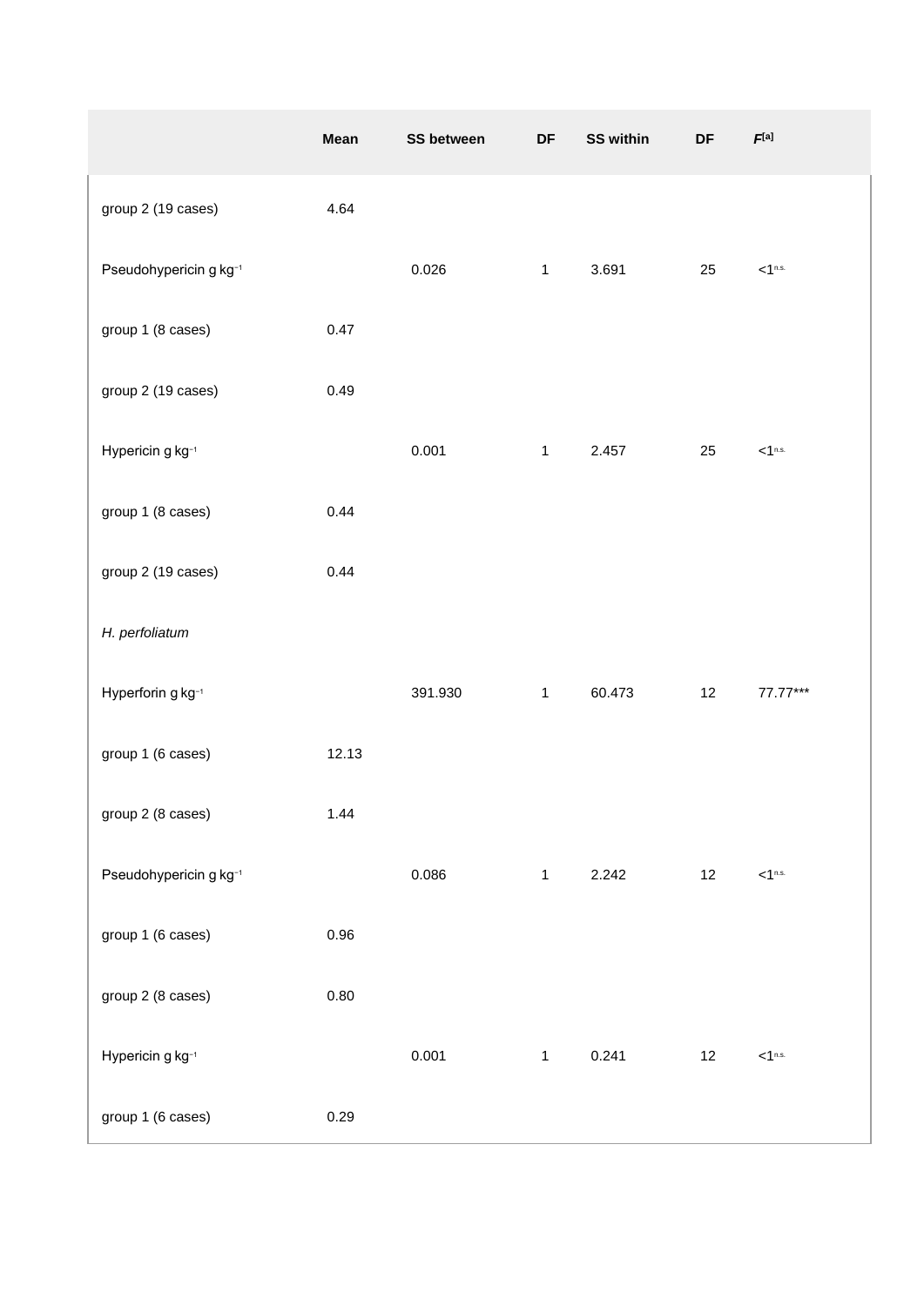|  | Mean | SS between | DF | SS within | DF | $F$[a] |
|---|---|---|---|---|---|---|
| group 2 (19 cases) | 4.64 |  |  |  |  |  |
| Pseudohypericin g kg$^{-1}$ |  | 0.026 | 1 | 3.691 | 25 | <1[n.s.] |
| group 1 (8 cases) | 0.47 |  |  |  |  |  |
| group 2 (19 cases) | 0.49 |  |  |  |  |  |
| Hypericin g kg$^{-1}$ |  | 0.001 | 1 | 2.457 | 25 | <1[n.s.] |
| group 1 (8 cases) | 0.44 |  |  |  |  |  |
| group 2 (19 cases) | 0.44 |  |  |  |  |  |
| *H. perfoliatum* |  |  |  |  |  |  |
| Hyperforin g kg$^{-1}$ |  | 391.930 | 1 | 60.473 | 12 | 77.77*** |
| group 1 (6 cases) | 12.13 |  |  |  |  |  |
| group 2 (8 cases) | 1.44 |  |  |  |  |  |
| Pseudohypericin g kg$^{-1}$ |  | 0.086 | 1 | 2.242 | 12 | <1[n.s.] |
| group 1 (6 cases) | 0.96 |  |  |  |  |  |
| group 2 (8 cases) | 0.80 |  |  |  |  |  |
| Hypericin g kg$^{-1}$ |  | 0.001 | 1 | 0.241 | 12 | <1[n.s.] |
| group 1 (6 cases) | 0.29 |  |  |  |  |  |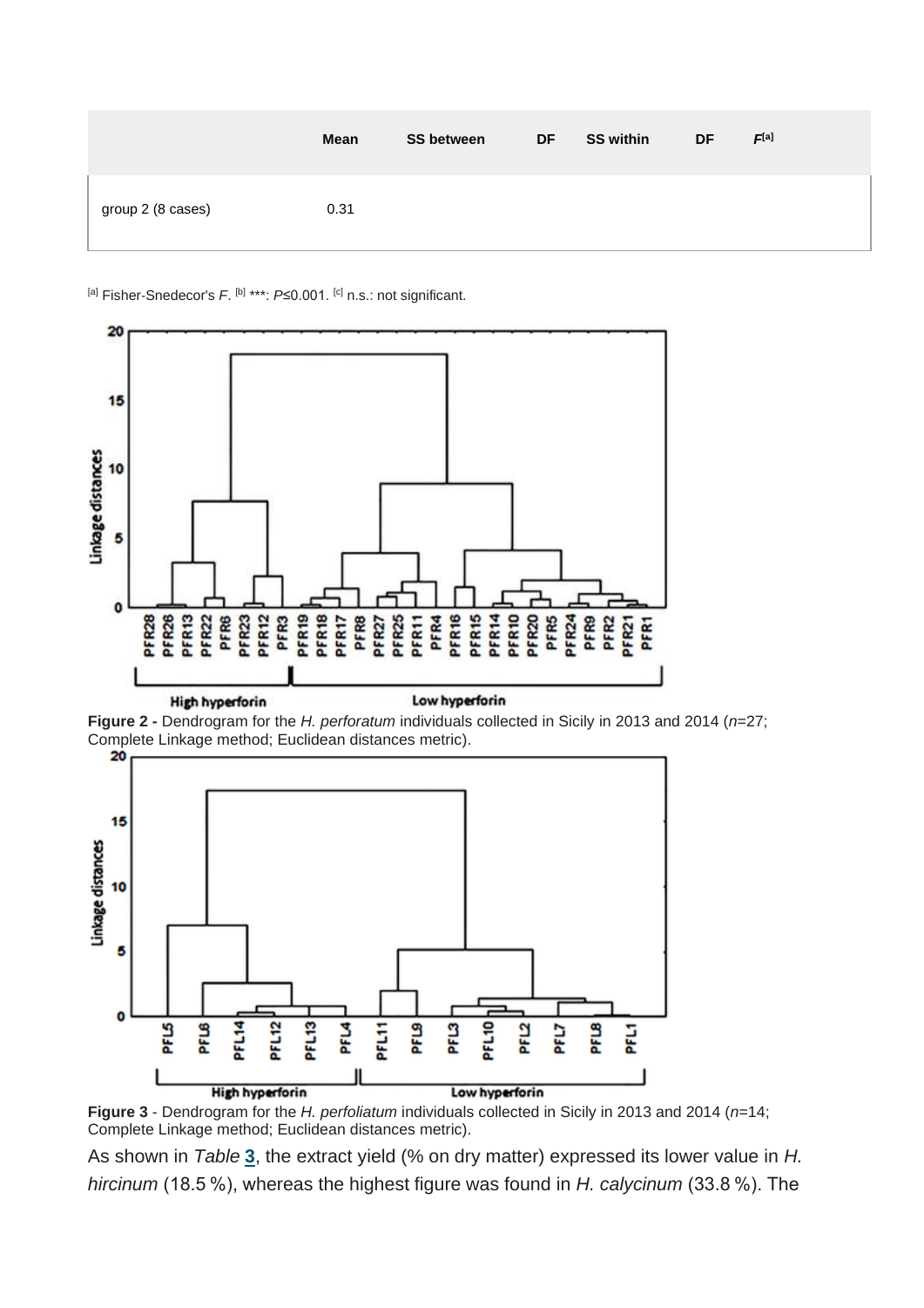| | Mean | SS between | DF | SS within | DF | F[a] |
|---|---|---|---|---|---|---|
| group 2 (8 cases) | 0.31 | | | | | |

[a] Fisher-Snedecor's *F*. [b] ***: *P*≤0.001. [c] n.s.: not significant.

**Figure 2 -** Dendrogram for the *H. perforatum* individuals collected in Sicily in 2013 and 2014 (*n*=27; Complete Linkage method; Euclidean distances metric).

**Figure 3** - Dendrogram for the *H. perfoliatum* individuals collected in Sicily in 2013 and 2014 (*n*=14; Complete Linkage method; Euclidean distances metric).

As shown in *Table* **3**, the extract yield (% on dry matter) expressed its lower value in *H. hircinum* (18.5 %), whereas the highest figure was found in *H. calycinum* (33.8 %). The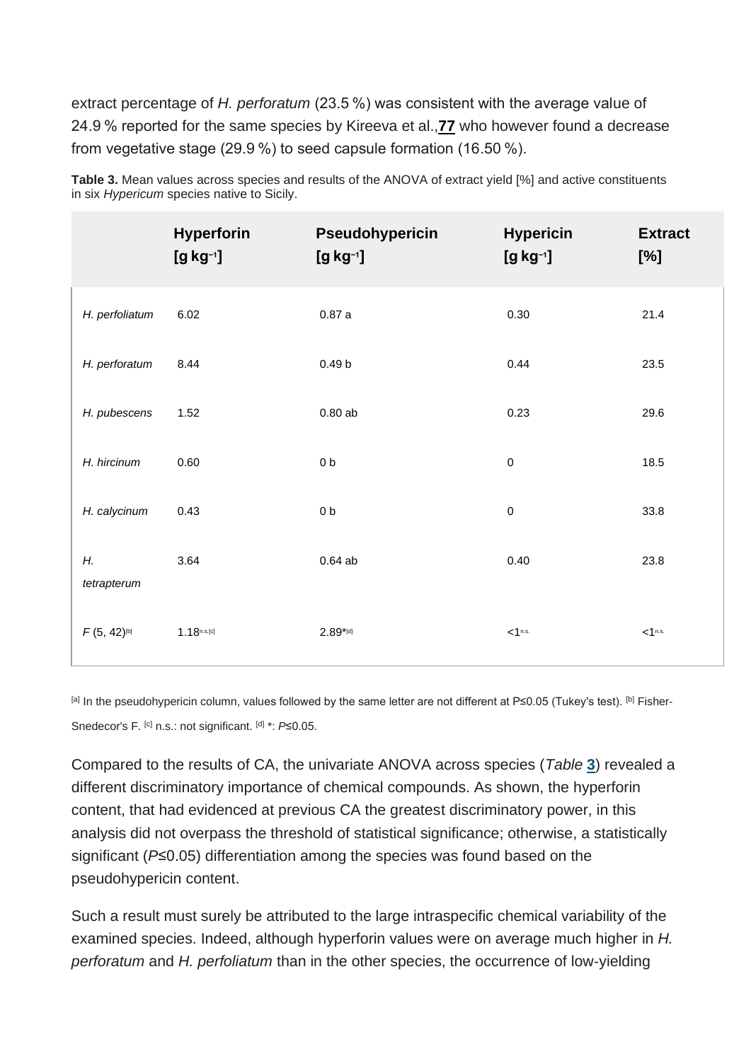extract percentage of *H. perforatum* (23.5 %) was consistent with the average value of 24.9 % reported for the same species by Kireeva et al.,[77] who however found a decrease from vegetative stage (29.9 %) to seed capsule formation (16.50 %).

**Table 3.** Mean values across species and results of the ANOVA of extract yield [%] and active constituents in six *Hypericum* species native to Sicily.

| | Hyperforin [g kg$^{-1}$] | Pseudohypericin [g kg$^{-1}$] | Hypericin [g kg$^{-1}$] | Extract [%] |
|---|---|---|---|---|
| *H. perfoliatum* | 6.02 | 0.87 a | 0.30 | 21.4 |
| *H. perforatum* | 8.44 | 0.49 b | 0.44 | 23.5 |
| *H. pubescens* | 1.52 | 0.80 ab | 0.23 | 29.6 |
| *H. hircinum* | 0.60 | 0 b | 0 | 18.5 |
| *H. calycinum* | 0.43 | 0 b | 0 | 33.8 |
| *H. tetrapterum* | 3.64 | 0.64 ab | 0.40 | 23.8 |
| $F$ (5, 42)[b] | 1.18[n.s.][c] | 2.89*[d] | <1[n.s.] | <1[n.s.] |

[a] In the pseudohypericin column, values followed by the same letter are not different at P≤0.05 (Tukey's test). [b] Fisher-Snedecor's F. [c] n.s.: not significant. [d] *: $P≤0.05$.

Compared to the results of CA, the univariate ANOVA across species (*Table* 3) revealed a different discriminatory importance of chemical compounds. As shown, the hyperforin content, that had evidenced at previous CA the greatest discriminatory power, in this analysis did not overpass the threshold of statistical significance; otherwise, a statistically significant ($P≤0.05$) differentiation among the species was found based on the pseudohypericin content.

Such a result must surely be attributed to the large intraspecific chemical variability of the examined species. Indeed, although hyperforin values were on average much higher in *H. perforatum* and *H. perfoliatum* than in the other species, the occurrence of low-yielding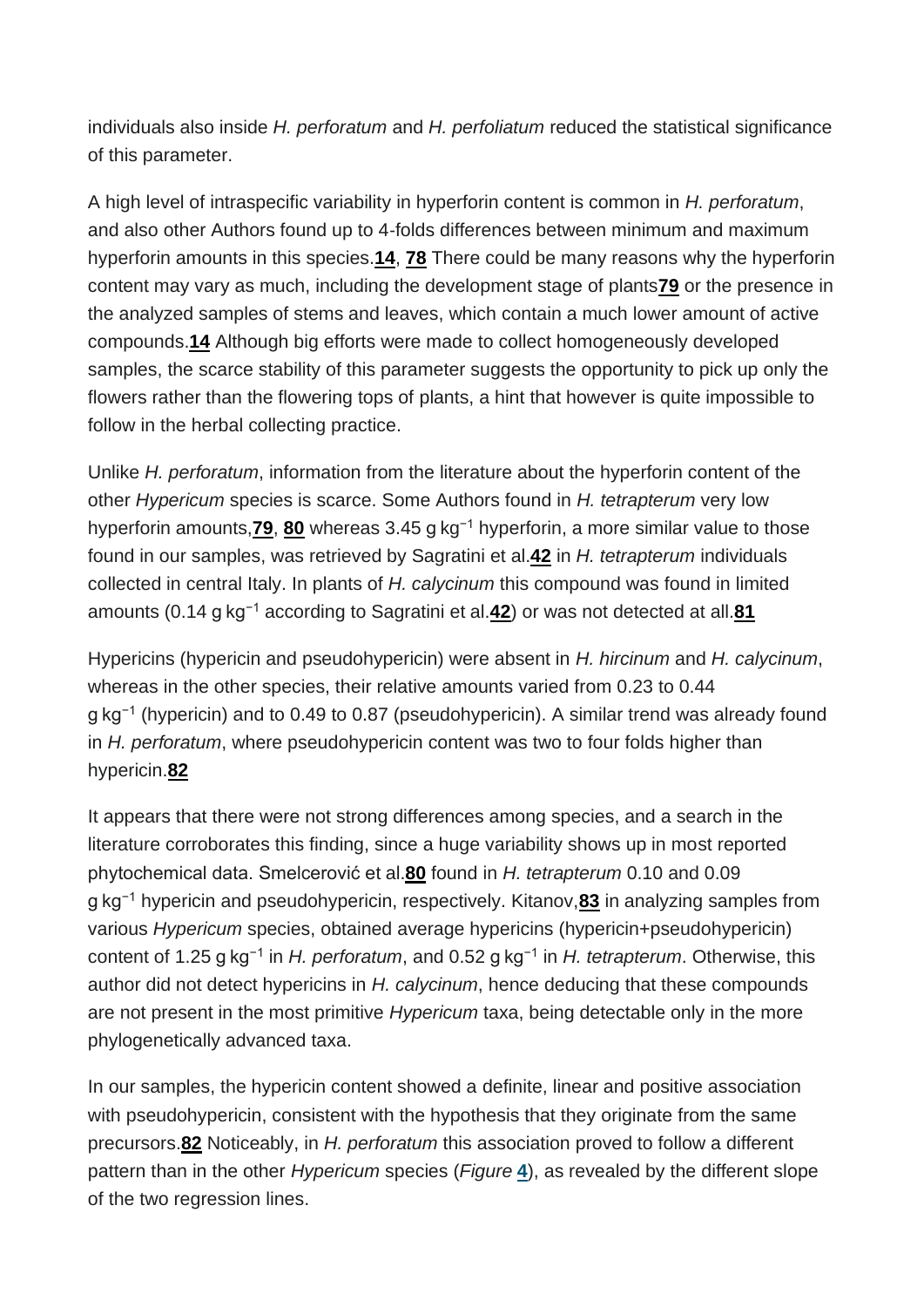individuals also inside *H. perforatum* and *H. perfoliatum* reduced the statistical significance of this parameter.

A high level of intraspecific variability in hyperforin content is common in *H. perforatum*, and also other Authors found up to 4-folds differences between minimum and maximum hyperforin amounts in this species.[14, 78] There could be many reasons why the hyperforin content may vary as much, including the development stage of plants[79] or the presence in the analyzed samples of stems and leaves, which contain a much lower amount of active compounds.[14] Although big efforts were made to collect homogeneously developed samples, the scarce stability of this parameter suggests the opportunity to pick up only the flowers rather than the flowering tops of plants, a hint that however is quite impossible to follow in the herbal collecting practice.

Unlike *H. perforatum*, information from the literature about the hyperforin content of the other *Hypericum* species is scarce. Some Authors found in *H. tetrapterum* very low hyperforin amounts,[79, 80] whereas 3.45 g $kg^{-1}$ hyperforin, a more similar value to those found in our samples, was retrieved by Sagratini et al.[42] in *H. tetrapterum* individuals collected in central Italy. In plants of *H. calycinum* this compound was found in limited amounts (0.14 g $kg^{-1}$ according to Sagratini et al.[42]) or was not detected at all.[81]

Hypericins (hypericin and pseudohypericin) were absent in *H. hircinum* and *H. calycinum*, whereas in the other species, their relative amounts varied from 0.23 to 0.44 g $kg^{-1}$ (hypericin) and to 0.49 to 0.87 (pseudohypericin). A similar trend was already found in *H. perforatum*, where pseudohypericin content was two to four folds higher than hypericin.[82]

It appears that there were not strong differences among species, and a search in the literature corroborates this finding, since a huge variability shows up in most reported phytochemical data. Smelcerović et al.[80] found in *H. tetrapterum* 0.10 and 0.09 g $kg^{-1}$ hypericin and pseudohypericin, respectively. Kitanov,[83] in analyzing samples from various *Hypericum* species, obtained average hypericins (hypericin+pseudohypericin) content of 1.25 g $kg^{-1}$ in *H. perforatum*, and 0.52 g $kg^{-1}$ in *H. tetrapterum*. Otherwise, this author did not detect hypericins in *H. calycinum*, hence deducing that these compounds are not present in the most primitive *Hypericum* taxa, being detectable only in the more phylogenetically advanced taxa.

In our samples, the hypericin content showed a definite, linear and positive association with pseudohypericin, consistent with the hypothesis that they originate from the same precursors.[82] Noticeably, in *H. perforatum* this association proved to follow a different pattern than in the other *Hypericum* species (*Figure* 4), as revealed by the different slope of the two regression lines.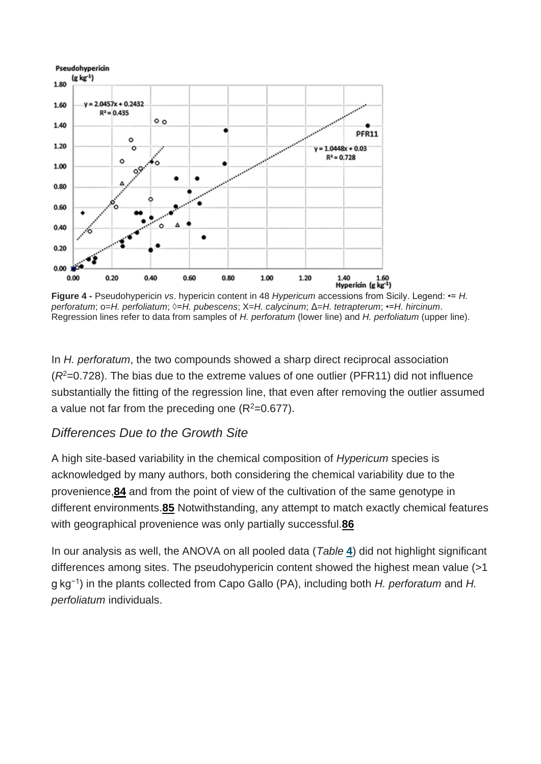**Figure 4 -** Pseudohypericin *vs*. hypericin content in 48 *Hypericum* accessions from Sicily. Legend: •= *H. perforatum*; o=*H. perfoliatum*; ◊=*H. pubescens*; X=*H. calycinum*; Δ=*H. tetrapterum*; •=*H. hircinum*. Regression lines refer to data from samples of *H. perforatum* (lower line) and *H. perfoliatum* (upper line).

In *H. perforatum*, the two compounds showed a sharp direct reciprocal association ($R^2$=0.728). The bias due to the extreme values of one outlier (PFR11) did not influence substantially the fitting of the regression line, that even after removing the outlier assumed a value not far from the preceding one ($R^2$=0.677).

### *Differences Due to the Growth Site*

A high site-based variability in the chemical composition of *Hypericum* species is acknowledged by many authors, both considering the chemical variability due to the provenience,**84** and from the point of view of the cultivation of the same genotype in different environments.**85** Notwithstanding, any attempt to match exactly chemical features with geographical provenience was only partially successful.**86**

In our analysis as well, the ANOVA on all pooled data (*Table* **4**) did not highlight significant differences among sites. The pseudohypericin content showed the highest mean value (>1 g kg$^{-1}$) in the plants collected from Capo Gallo (PA), including both *H. perforatum* and *H. perfoliatum* individuals.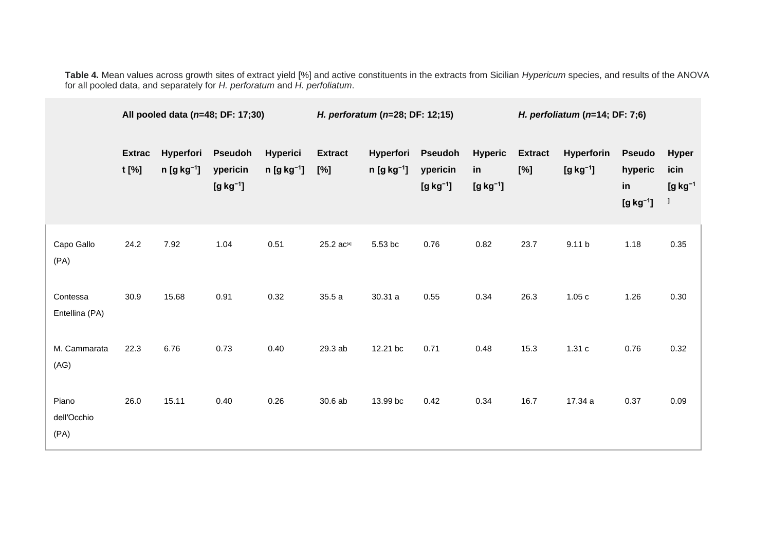**Table 4.** Mean values across growth sites of extract yield [%] and active constituents in the extracts from Sicilian *Hypericum* species, and results of the ANOVA for all pooled data, and separately for *H. perforatum* and *H. perfoliatum*.

| | **All pooled data (*n*=48; DF: 17;30)** | | | | ***H. perforatum* (*n*=28; DF: 12;15)** | | | | ***H. perfoliatum* (*n*=14; DF: 7;6)** | | | |
|---|---|---|---|---|---|---|---|---|---|---|---|---|
| | **Extract [%]** | **Hyperforin [g $kg^{-1}$]** | **Pseudohypericin [g $kg^{-1}$]** | **Hypericin [g $kg^{-1}$]** | **Extract [%]** | **Hyperforin [g $kg^{-1}$]** | **Pseudohypericin [g $kg^{-1}$]** | **Hypericin [g $kg^{-1}$]** | **Extract [%]** | **Hyperforin [g $kg^{-1}$]** | **Pseudohypericin [g $kg^{-1}$]** | **Hypericin [g $kg^{-1}$]** |
| Capo Gallo (PA) | 24.2 | 7.92 | 1.04 | 0.51 | 25.2 ac[a] | 5.53 bc | 0.76 | 0.82 | 23.7 | 9.11 b | 1.18 | 0.35 |
| Contessa Entellina (PA) | 30.9 | 15.68 | 0.91 | 0.32 | 35.5 a | 30.31 a | 0.55 | 0.34 | 26.3 | 1.05 c | 1.26 | 0.30 |
| M. Cammarata (AG) | 22.3 | 6.76 | 0.73 | 0.40 | 29.3 ab | 12.21 bc | 0.71 | 0.48 | 15.3 | 1.31 c | 0.76 | 0.32 |
| Piano dell′Occhio (PA) | 26.0 | 15.11 | 0.40 | 0.26 | 30.6 ab | 13.99 bc | 0.42 | 0.34 | 16.7 | 17.34 a | 0.37 | 0.09 |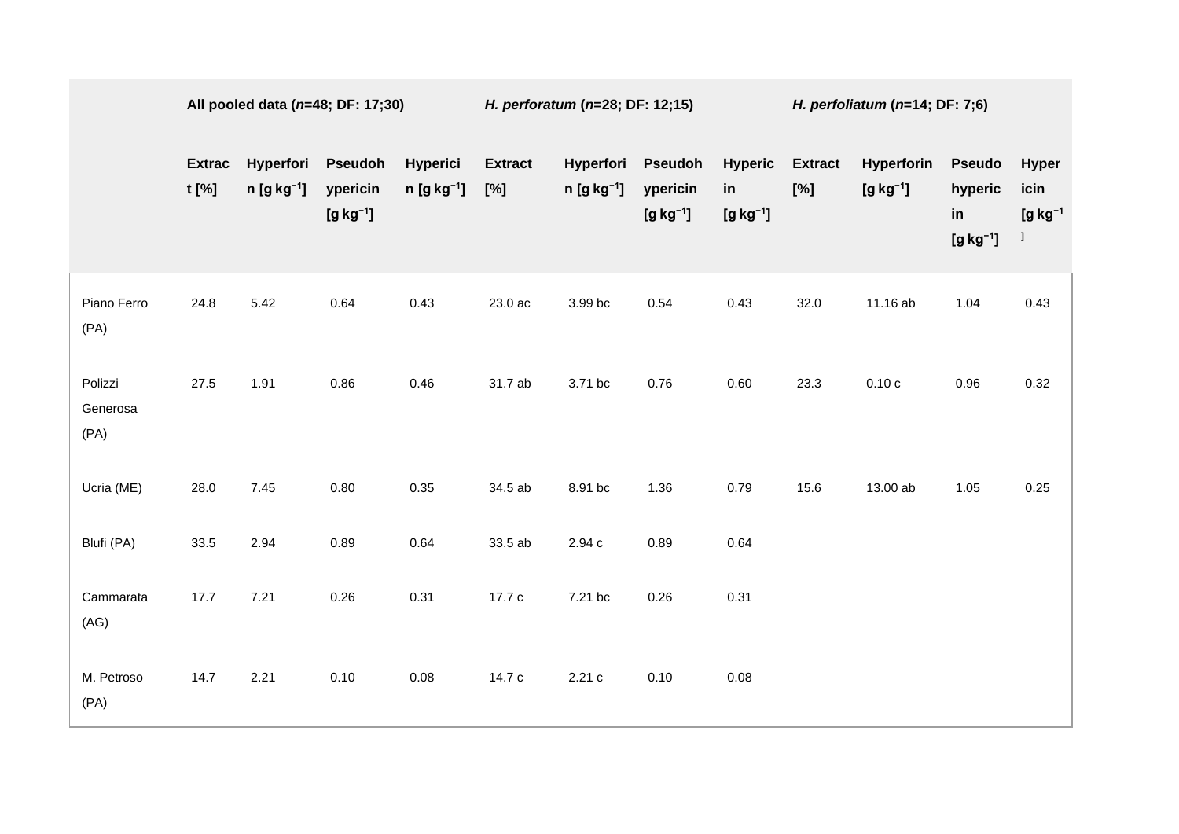| | All pooled data (*n*=48; DF: 17;30) | | | | *H. perforatum* (*n*=28; DF: 12;15) | | | | *H. perfoliatum* (*n*=14; DF: 7;6) | | | |
|---|---|---|---|---|---|---|---|---|---|---|---|---|
| | Extract [%] | Hyperforin [g kg$^{-1}$] | Pseudohypericin [g kg$^{-1}$] | Hypericin [g kg$^{-1}$] | Extract [%] | Hyperforin [g kg$^{-1}$] | Pseudohypericin [g kg$^{-1}$] | Hypericin [g kg$^{-1}$] | Extract [%] | Hyperforin [g kg$^{-1}$] | Pseudohypericin [g kg$^{-1}$] | Hypericin [g kg$^{-1}$] |
| Piano Ferro (PA) | 24.8 | 5.42 | 0.64 | 0.43 | 23.0 ac | 3.99 bc | 0.54 | 0.43 | 32.0 | 11.16 ab | 1.04 | 0.43 |
| Polizzi Generosa (PA) | 27.5 | 1.91 | 0.86 | 0.46 | 31.7 ab | 3.71 bc | 0.76 | 0.60 | 23.3 | 0.10 c | 0.96 | 0.32 |
| Ucria (ME) | 28.0 | 7.45 | 0.80 | 0.35 | 34.5 ab | 8.91 bc | 1.36 | 0.79 | 15.6 | 13.00 ab | 1.05 | 0.25 |
| Blufi (PA) | 33.5 | 2.94 | 0.89 | 0.64 | 33.5 ab | 2.94 c | 0.89 | 0.64 | | | | |
| Cammarata (AG) | 17.7 | 7.21 | 0.26 | 0.31 | 17.7 c | 7.21 bc | 0.26 | 0.31 | | | | |
| M. Petroso (PA) | 14.7 | 2.21 | 0.10 | 0.08 | 14.7 c | 2.21 c | 0.10 | 0.08 | | | | |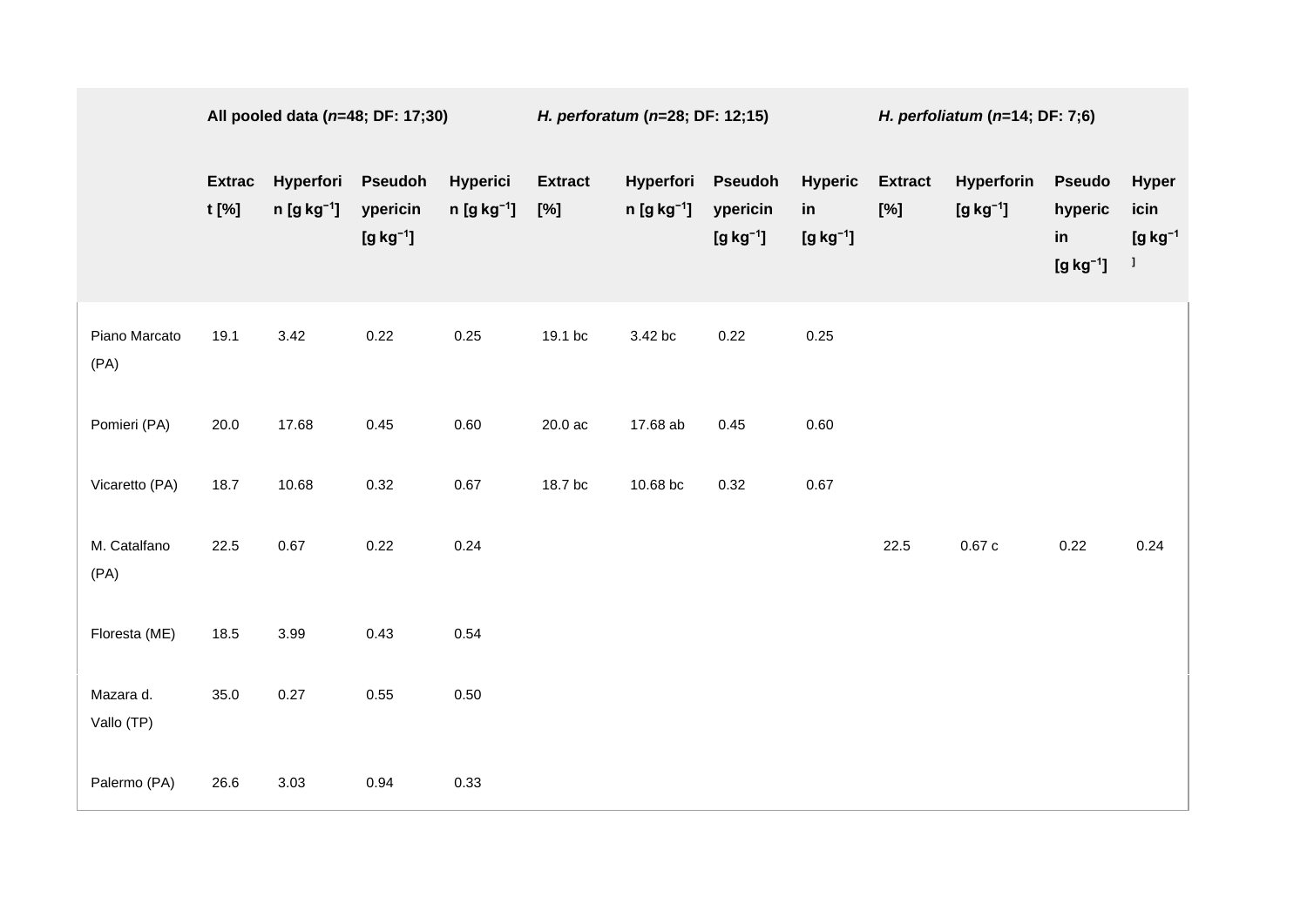| | All pooled data (*n*=48; DF: 17;30) | | | | *H. perforatum* (*n*=28; DF: 12;15) | | | | *H. perfoliatum* (*n*=14; DF: 7;6) | | | |
|---|---|---|---|---|---|---|---|---|---|---|---|---|
| | Extract [%] | Hyperforin [g kg$^{-1}$] | Pseudohypericin [g kg$^{-1}$] | Hypericin [g kg$^{-1}$] | Extract [%] | Hyperforin [g kg$^{-1}$] | Pseudohypericin [g kg$^{-1}$] | Hypericin [g kg$^{-1}$] | Extract [%] | Hyperforin [g kg$^{-1}$] | Pseudohypericin [g kg$^{-1}$] | Hypericin [g kg$^{-1}$] |
| Piano Marcato (PA) | 19.1 | 3.42 | 0.22 | 0.25 | 19.1 bc | 3.42 bc | 0.22 | 0.25 | | | | |
| Pomieri (PA) | 20.0 | 17.68 | 0.45 | 0.60 | 20.0 ac | 17.68 ab | 0.45 | 0.60 | | | | |
| Vicaretto (PA) | 18.7 | 10.68 | 0.32 | 0.67 | 18.7 bc | 10.68 bc | 0.32 | 0.67 | | | | |
| M. Catalfano (PA) | 22.5 | 0.67 | 0.22 | 0.24 | | | | | 22.5 | 0.67 c | 0.22 | 0.24 |
| Floresta (ME) | 18.5 | 3.99 | 0.43 | 0.54 | | | | | | | | |
| Mazara d. Vallo (TP) | 35.0 | 0.27 | 0.55 | 0.50 | | | | | | | | |
| Palermo (PA) | 26.6 | 3.03 | 0.94 | 0.33 | | | | | | | | |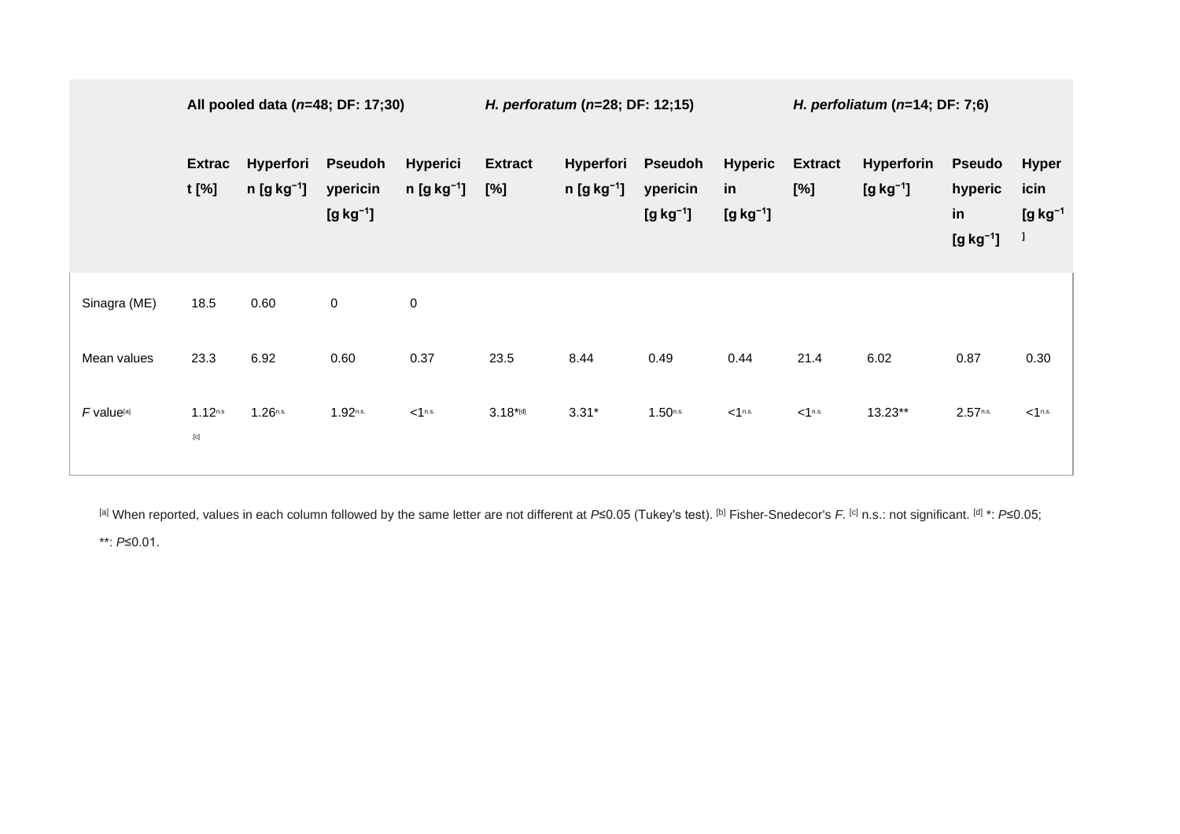| | All pooled data (*n*=48; DF: 17;30) | | | | *H. perforatum* (*n*=28; DF: 12;15) | | | | *H. perfoliatum* (*n*=14; DF: 7;6) | | | |
|---|---|---|---|---|---|---|---|---|---|---|---|---|
| | Extract [%] | Hyperforin [g kg$^{-1}$] | Pseudohypericin [g kg$^{-1}$] | Hypericin [g kg$^{-1}$] | Extract [%] | Hyperforin [g kg$^{-1}$] | Pseudohypericin [g kg$^{-1}$] | Hypericin [g kg$^{-1}$] | Extract [%] | Hyperforin [g kg$^{-1}$] | Pseudohypericin [g kg$^{-1}$] | Hypericin [g kg$^{-1}$] |
| Sinagra (ME) | 18.5 | 0.60 | 0 | 0 | | | | | | | | |
| Mean values | 23.3 | 6.92 | 0.60 | 0.37 | 23.5 | 8.44 | 0.49 | 0.44 | 21.4 | 6.02 | 0.87 | 0.30 |
| *F* value[a] | 1.12n.s.[c] | 1.26n.s. | 1.92n.s. | <1n.s. | 3.18*[d] | 3.31* | 1.50n.s. | <1n.s. | <1n.s. | 13.23** | 2.57n.s. | <1n.s. |

[a] When reported, values in each column followed by the same letter are not different at *P*≤0.05 (Tukey's test). [b] Fisher-Snedecor's *F*. [c] n.s.: not significant. [d] *: *P*≤0.05; **: *P*≤0.01.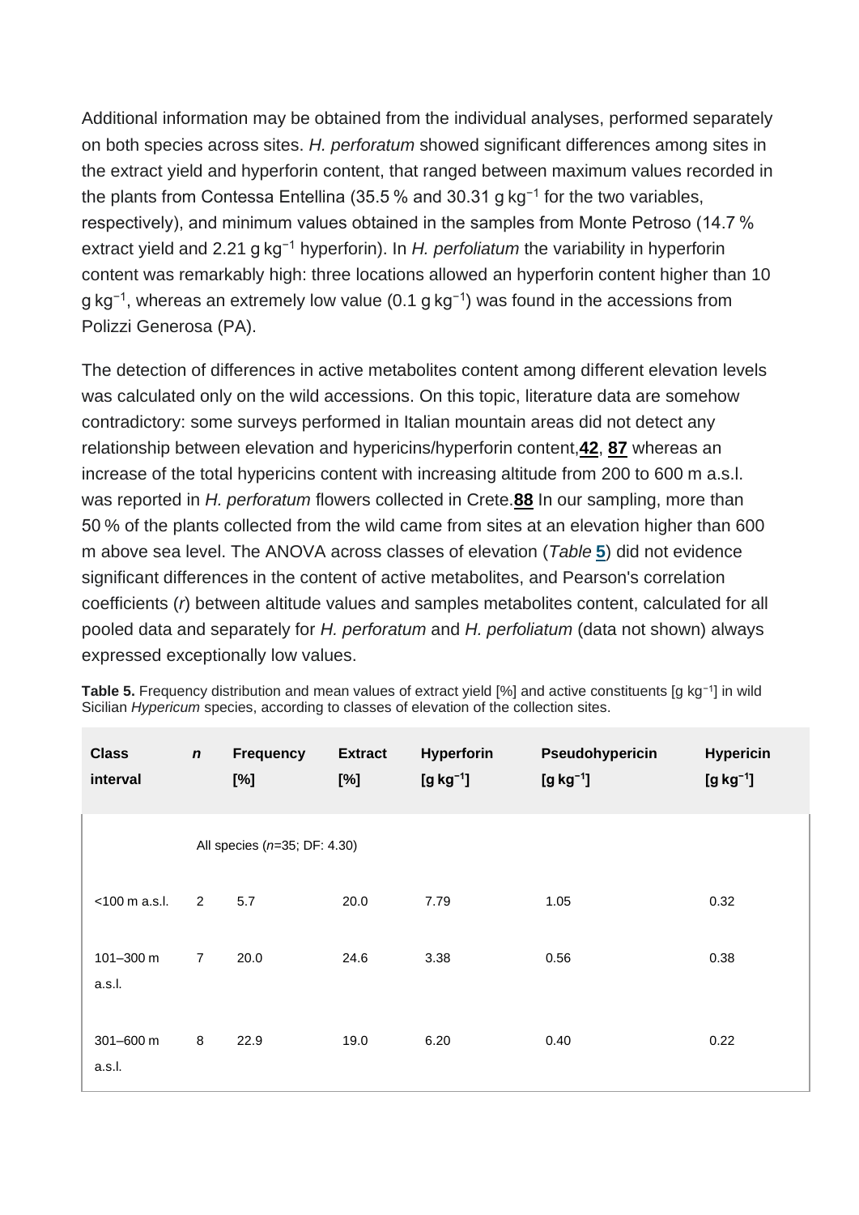Additional information may be obtained from the individual analyses, performed separately on both species across sites. *H. perforatum* showed significant differences among sites in the extract yield and hyperforin content, that ranged between maximum values recorded in the plants from Contessa Entellina (35.5 % and 30.31 g $kg^{-1}$ for the two variables, respectively), and minimum values obtained in the samples from Monte Petroso (14.7 % extract yield and 2.21 g $kg^{-1}$ hyperforin). In *H. perfoliatum* the variability in hyperforin content was remarkably high: three locations allowed an hyperforin content higher than 10 g $kg^{-1}$, whereas an extremely low value (0.1 g $kg^{-1}$) was found in the accessions from Polizzi Generosa (PA).

The detection of differences in active metabolites content among different elevation levels was calculated only on the wild accessions. On this topic, literature data are somehow contradictory: some surveys performed in Italian mountain areas did not detect any relationship between elevation and hypericins/hyperforin content,[42], [87] whereas an increase of the total hypericins content with increasing altitude from 200 to 600 m a.s.l. was reported in *H. perforatum* flowers collected in Crete.[88] In our sampling, more than 50 % of the plants collected from the wild came from sites at an elevation higher than 600 m above sea level. The ANOVA across classes of elevation (*Table* 5) did not evidence significant differences in the content of active metabolites, and Pearson's correlation coefficients (*r*) between altitude values and samples metabolites content, calculated for all pooled data and separately for *H. perforatum* and *H. perfoliatum* (data not shown) always expressed exceptionally low values.

**Table 5.** Frequency distribution and mean values of extract yield [%] and active constituents [g $kg^{-1}$] in wild Sicilian *Hypericum* species, according to classes of elevation of the collection sites.

| Class interval | *n* | Frequency [%] | Extract [%] | Hyperforin [g $kg^{-1}$] | Pseudohypericin [g $kg^{-1}$] | Hypericin [g $kg^{-1}$] |
|---|---|---|---|---|---|---|
| | All species (*n*=35; DF: 4.30) | | | | | |
| <100 m a.s.l. | 2 | 5.7 | 20.0 | 7.79 | 1.05 | 0.32 |
| 101–300 m a.s.l. | 7 | 20.0 | 24.6 | 3.38 | 0.56 | 0.38 |
| 301–600 m a.s.l. | 8 | 22.9 | 19.0 | 6.20 | 0.40 | 0.22 |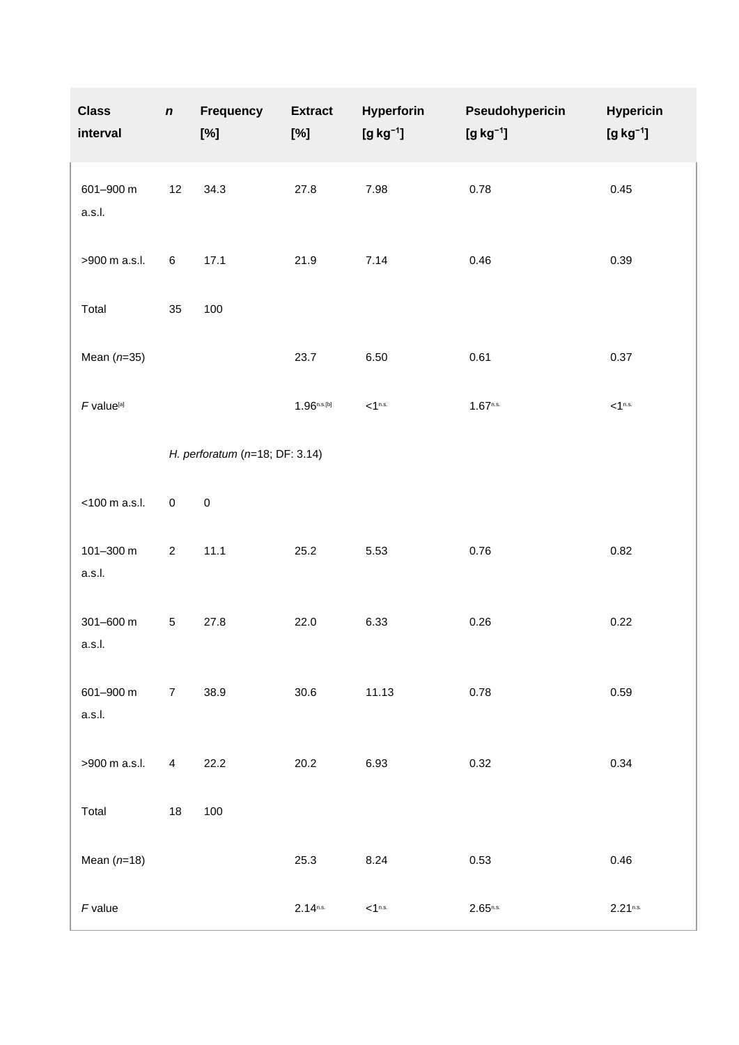| Class interval | *n* | Frequency [%] | Extract [%] | Hyperforin [g kg−1] | Pseudohypericin [g kg−1] | Hypericin [g kg−1] |
|---|---|---|---|---|---|---|
| 601–900 m a.s.l. | 12 | 34.3 | 27.8 | 7.98 | 0.78 | 0.45 |
| >900 m a.s.l. | 6 | 17.1 | 21.9 | 7.14 | 0.46 | 0.39 |
| Total | 35 | 100 | | | | |
| Mean (*n*=35) | | | 23.7 | 6.50 | 0.61 | 0.37 |
| *F* value[a] | | | 1.96[n.s.][b] | <1[n.s.] | 1.67[n.s.] | <1[n.s.] |
| | *H. perforatum* (*n*=18; DF: 3.14) | | | | | |
| <100 m a.s.l. | 0 | 0 | | | | |
| 101–300 m a.s.l. | 2 | 11.1 | 25.2 | 5.53 | 0.76 | 0.82 |
| 301–600 m a.s.l. | 5 | 27.8 | 22.0 | 6.33 | 0.26 | 0.22 |
| 601–900 m a.s.l. | 7 | 38.9 | 30.6 | 11.13 | 0.78 | 0.59 |
| >900 m a.s.l. | 4 | 22.2 | 20.2 | 6.93 | 0.32 | 0.34 |
| Total | 18 | 100 | | | | |
| Mean (*n*=18) | | | 25.3 | 8.24 | 0.53 | 0.46 |
| *F* value | | | 2.14[n.s.] | <1[n.s.] | 2.65[n.s.] | 2.21[n.s.] |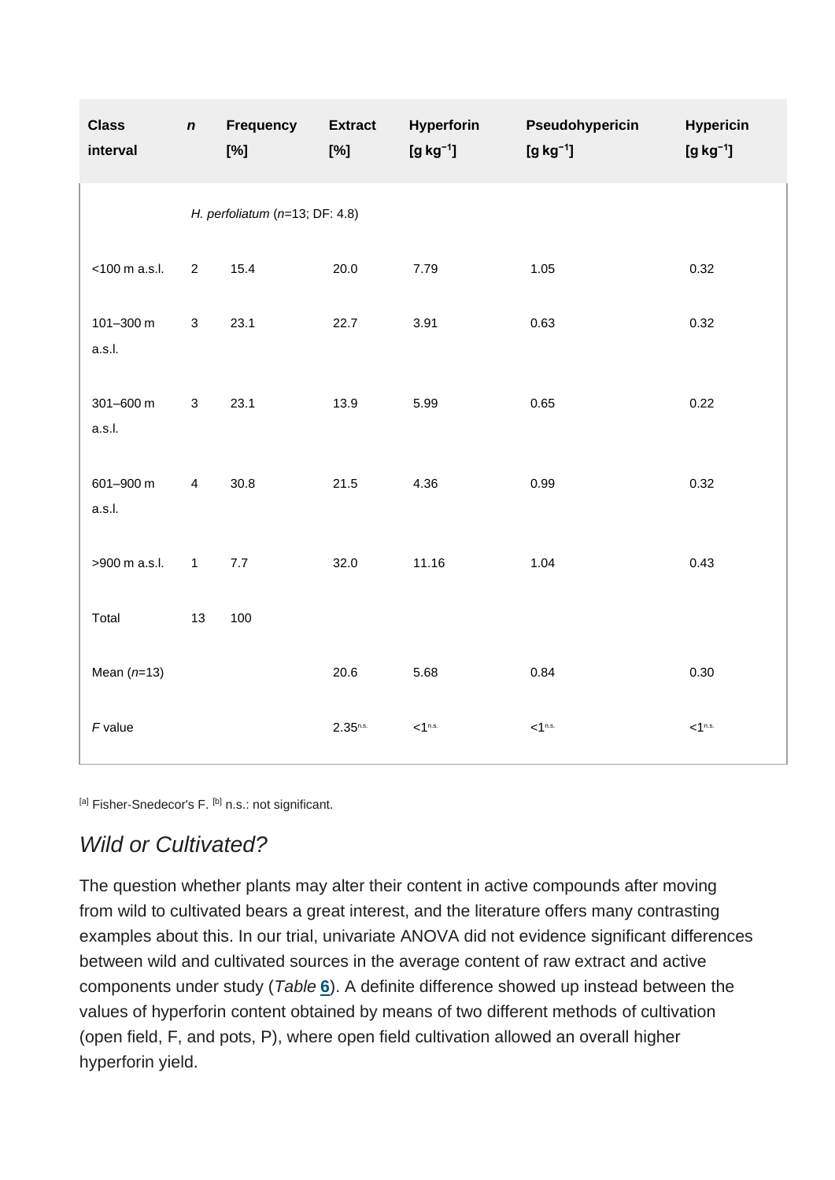| Class interval | $n$ | Frequency [%] | Extract [%] | Hyperforin [g kg$^{-1}$] | Pseudohypericin [g kg$^{-1}$] | Hypericin [g kg$^{-1}$] |
|---|---|---|---|---|---|---|
| | *H. perfoliatum* ($n$=13; DF: 4.8) | | | | | |
| <100 m a.s.l. | 2 | 15.4 | 20.0 | 7.79 | 1.05 | 0.32 |
| 101–300 m a.s.l. | 3 | 23.1 | 22.7 | 3.91 | 0.63 | 0.32 |
| 301–600 m a.s.l. | 3 | 23.1 | 13.9 | 5.99 | 0.65 | 0.22 |
| 601–900 m a.s.l. | 4 | 30.8 | 21.5 | 4.36 | 0.99 | 0.32 |
| >900 m a.s.l. | 1 | 7.7 | 32.0 | 11.16 | 1.04 | 0.43 |
| Total | 13 | 100 | | | | |
| Mean ($n$=13) | | | 20.6 | 5.68 | 0.84 | 0.30 |
| $F$ value | | | 2.35[n.s.] | <1[n.s.] | <1[n.s.] | <1[n.s.] |

[a] Fisher-Snedecor's F. [b] n.s.: not significant.

## Wild or Cultivated?

The question whether plants may alter their content in active compounds after moving from wild to cultivated bears a great interest, and the literature offers many contrasting examples about this. In our trial, univariate ANOVA did not evidence significant differences between wild and cultivated sources in the average content of raw extract and active components under study (*Table* **6**). A definite difference showed up instead between the values of hyperforin content obtained by means of two different methods of cultivation (open field, F, and pots, P), where open field cultivation allowed an overall higher hyperforin yield.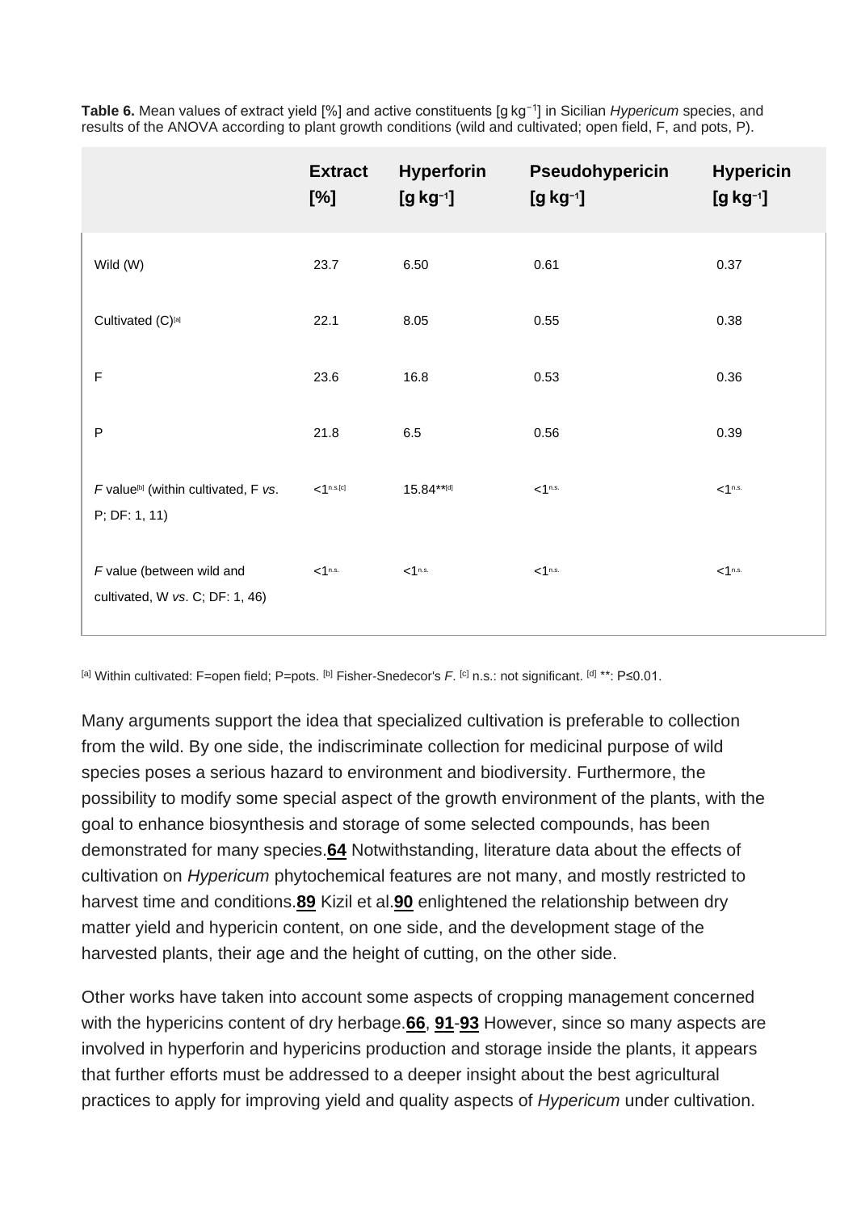**Table 6.** Mean values of extract yield [%] and active constituents [g kg$^{-1}$] in Sicilian *Hypericum* species, and results of the ANOVA according to plant growth conditions (wild and cultivated; open field, F, and pots, P).

| | Extract [%] | Hyperforin [g kg$^{-1}$] | Pseudohypericin [g kg$^{-1}$] | Hypericin [g kg$^{-1}$] |
|---|---|---|---|---|
| Wild (W) | 23.7 | 6.50 | 0.61 | 0.37 |
| Cultivated (C)[a] | 22.1 | 8.05 | 0.55 | 0.38 |
| F | 23.6 | 16.8 | 0.53 | 0.36 |
| P | 21.8 | 6.5 | 0.56 | 0.39 |
| *F* value[b] (within cultivated, F *vs*. P; DF: 1, 11) | <1 n.s.[c] | 15.84**[d] | <1 n.s. | <1 n.s. |
| *F* value (between wild and cultivated, W *vs*. C; DF: 1, 46) | <1 n.s. | <1 n.s. | <1 n.s. | <1 n.s. |

[a] Within cultivated: F=open field; P=pots. [b] Fisher-Snedecor's *F*. [c] n.s.: not significant. [d] **: P≤0.01.

Many arguments support the idea that specialized cultivation is preferable to collection from the wild. By one side, the indiscriminate collection for medicinal purpose of wild species poses a serious hazard to environment and biodiversity. Furthermore, the possibility to modify some special aspect of the growth environment of the plants, with the goal to enhance biosynthesis and storage of some selected compounds, has been demonstrated for many species.**64** Notwithstanding, literature data about the effects of cultivation on *Hypericum* phytochemical features are not many, and mostly restricted to harvest time and conditions.**89** Kizil et al.**90** enlightened the relationship between dry matter yield and hypericin content, on one side, and the development stage of the harvested plants, their age and the height of cutting, on the other side.

Other works have taken into account some aspects of cropping management concerned with the hypericins content of dry herbage.**66**, **91**-**93** However, since so many aspects are involved in hyperforin and hypericins production and storage inside the plants, it appears that further efforts must be addressed to a deeper insight about the best agricultural practices to apply for improving yield and quality aspects of *Hypericum* under cultivation.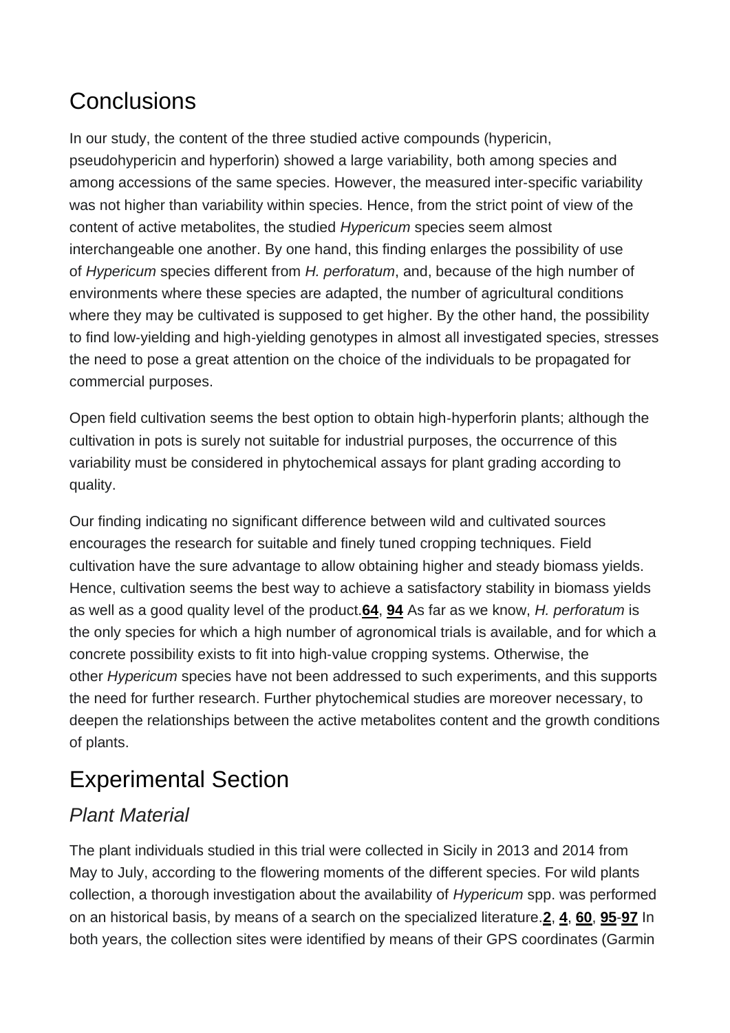## Conclusions

In our study, the content of the three studied active compounds (hypericin, pseudohypericin and hyperforin) showed a large variability, both among species and among accessions of the same species. However, the measured inter-specific variability was not higher than variability within species. Hence, from the strict point of view of the content of active metabolites, the studied *Hypericum* species seem almost interchangeable one another. By one hand, this finding enlarges the possibility of use of *Hypericum* species different from *H. perforatum*, and, because of the high number of environments where these species are adapted, the number of agricultural conditions where they may be cultivated is supposed to get higher. By the other hand, the possibility to find low-yielding and high-yielding genotypes in almost all investigated species, stresses the need to pose a great attention on the choice of the individuals to be propagated for commercial purposes.

Open field cultivation seems the best option to obtain high-hyperforin plants; although the cultivation in pots is surely not suitable for industrial purposes, the occurrence of this variability must be considered in phytochemical assays for plant grading according to quality.

Our finding indicating no significant difference between wild and cultivated sources encourages the research for suitable and finely tuned cropping techniques. Field cultivation have the sure advantage to allow obtaining higher and steady biomass yields. Hence, cultivation seems the best way to achieve a satisfactory stability in biomass yields as well as a good quality level of the product.[64, 94] As far as we know, *H. perforatum* is the only species for which a high number of agronomical trials is available, and for which a concrete possibility exists to fit into high-value cropping systems. Otherwise, the other *Hypericum* species have not been addressed to such experiments, and this supports the need for further research. Further phytochemical studies are moreover necessary, to deepen the relationships between the active metabolites content and the growth conditions of plants.

## Experimental Section

### *Plant Material*

The plant individuals studied in this trial were collected in Sicily in 2013 and 2014 from May to July, according to the flowering moments of the different species. For wild plants collection, a thorough investigation about the availability of *Hypericum* spp. was performed on an historical basis, by means of a search on the specialized literature.[2, 4, 60, 95-97] In both years, the collection sites were identified by means of their GPS coordinates (Garmin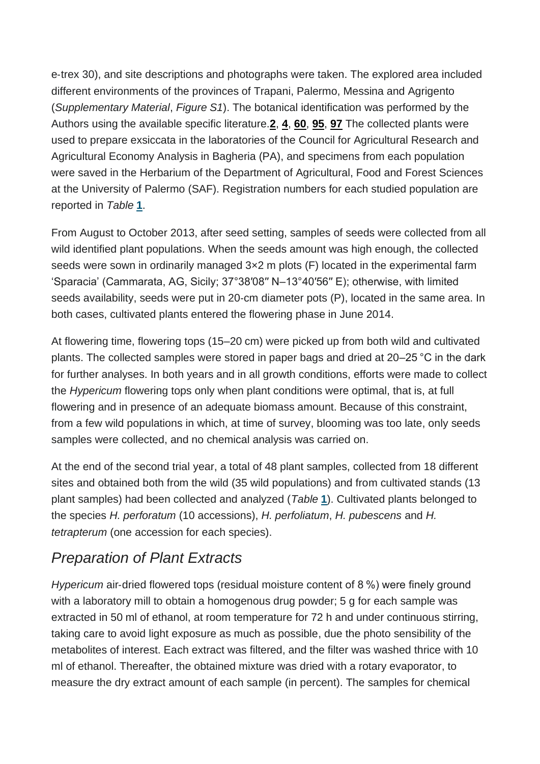e-trex 30), and site descriptions and photographs were taken. The explored area included different environments of the provinces of Trapani, Palermo, Messina and Agrigento (*Supplementary Material*, *Figure S1*). The botanical identification was performed by the Authors using the available specific literature.**2**, **4**, **60**, **95**, **97** The collected plants were used to prepare exsiccata in the laboratories of the Council for Agricultural Research and Agricultural Economy Analysis in Bagheria (PA), and specimens from each population were saved in the Herbarium of the Department of Agricultural, Food and Forest Sciences at the University of Palermo (SAF). Registration numbers for each studied population are reported in *Table* **1**.

From August to October 2013, after seed setting, samples of seeds were collected from all wild identified plant populations. When the seeds amount was high enough, the collected seeds were sown in ordinarily managed 3×2 m plots (F) located in the experimental farm 'Sparacia' (Cammarata, AG, Sicily; 37°38′08″ N–13°40′56″ E); otherwise, with limited seeds availability, seeds were put in 20-cm diameter pots (P), located in the same area. In both cases, cultivated plants entered the flowering phase in June 2014.

At flowering time, flowering tops (15–20 cm) were picked up from both wild and cultivated plants. The collected samples were stored in paper bags and dried at 20–25 °C in the dark for further analyses. In both years and in all growth conditions, efforts were made to collect the *Hypericum* flowering tops only when plant conditions were optimal, that is, at full flowering and in presence of an adequate biomass amount. Because of this constraint, from a few wild populations in which, at time of survey, blooming was too late, only seeds samples were collected, and no chemical analysis was carried on.

At the end of the second trial year, a total of 48 plant samples, collected from 18 different sites and obtained both from the wild (35 wild populations) and from cultivated stands (13 plant samples) had been collected and analyzed (*Table* **1**). Cultivated plants belonged to the species *H. perforatum* (10 accessions), *H. perfoliatum*, *H. pubescens* and *H. tetrapterum* (one accession for each species).

## *Preparation of Plant Extracts*

*Hypericum* air-dried flowered tops (residual moisture content of 8 %) were finely ground with a laboratory mill to obtain a homogenous drug powder; 5 g for each sample was extracted in 50 ml of ethanol, at room temperature for 72 h and under continuous stirring, taking care to avoid light exposure as much as possible, due the photo sensibility of the metabolites of interest. Each extract was filtered, and the filter was washed thrice with 10 ml of ethanol. Thereafter, the obtained mixture was dried with a rotary evaporator, to measure the dry extract amount of each sample (in percent). The samples for chemical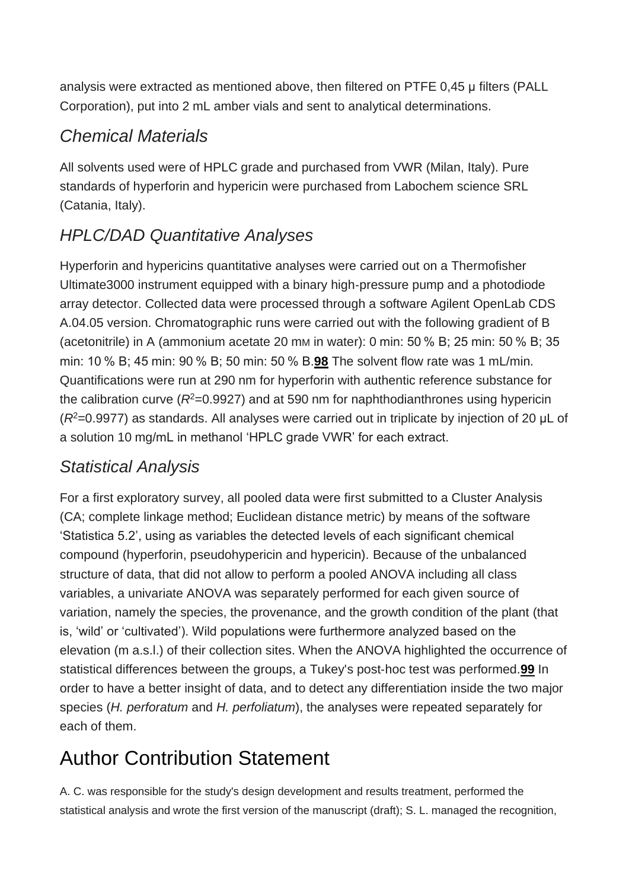analysis were extracted as mentioned above, then filtered on PTFE 0,45 μ filters (PALL Corporation), put into 2 mL amber vials and sent to analytical determinations.

### Chemical Materials

All solvents used were of HPLC grade and purchased from VWR (Milan, Italy). Pure standards of hyperforin and hypericin were purchased from Labochem science SRL (Catania, Italy).

### HPLC/DAD Quantitative Analyses

Hyperforin and hypericins quantitative analyses were carried out on a Thermofisher Ultimate3000 instrument equipped with a binary high-pressure pump and a photodiode array detector. Collected data were processed through a software Agilent OpenLab CDS A.04.05 version. Chromatographic runs were carried out with the following gradient of B (acetonitrile) in A (ammonium acetate 20 mM in water): 0 min: 50 % B; 25 min: 50 % B; 35 min: 10 % B; 45 min: 90 % B; 50 min: 50 % B.[98] The solvent flow rate was 1 mL/min. Quantifications were run at 290 nm for hyperforin with authentic reference substance for the calibration curve ($R^2$=0.9927) and at 590 nm for naphthodianthrones using hypericin ($R^2$=0.9977) as standards. All analyses were carried out in triplicate by injection of 20 μL of a solution 10 mg/mL in methanol 'HPLC grade VWR' for each extract.

### Statistical Analysis

For a first exploratory survey, all pooled data were first submitted to a Cluster Analysis (CA; complete linkage method; Euclidean distance metric) by means of the software 'Statistica 5.2', using as variables the detected levels of each significant chemical compound (hyperforin, pseudohypericin and hypericin). Because of the unbalanced structure of data, that did not allow to perform a pooled ANOVA including all class variables, a univariate ANOVA was separately performed for each given source of variation, namely the species, the provenance, and the growth condition of the plant (that is, 'wild' or 'cultivated'). Wild populations were furthermore analyzed based on the elevation (m a.s.l.) of their collection sites. When the ANOVA highlighted the occurrence of statistical differences between the groups, a Tukey's post-hoc test was performed.[99] In order to have a better insight of data, and to detect any differentiation inside the two major species (*H. perforatum* and *H. perfoliatum*), the analyses were repeated separately for each of them.

## Author Contribution Statement

A. C. was responsible for the study's design development and results treatment, performed the statistical analysis and wrote the first version of the manuscript (draft); S. L. managed the recognition,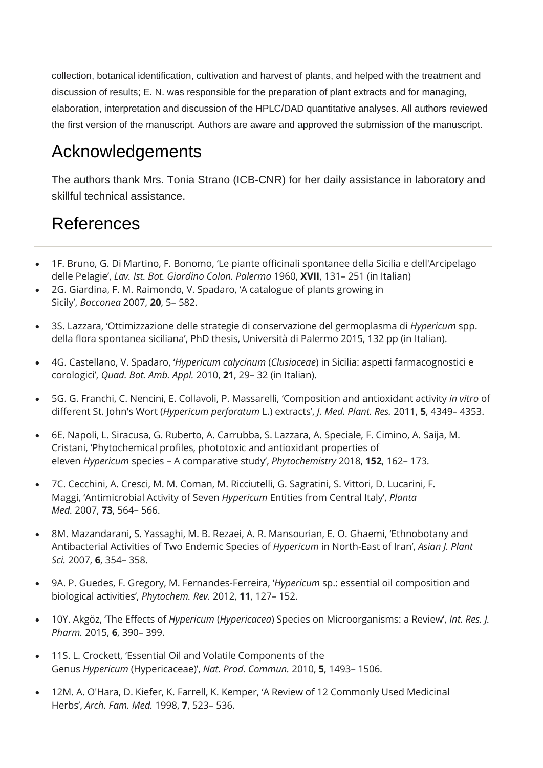collection, botanical identification, cultivation and harvest of plants, and helped with the treatment and discussion of results; E. N. was responsible for the preparation of plant extracts and for managing, elaboration, interpretation and discussion of the HPLC/DAD quantitative analyses. All authors reviewed the first version of the manuscript. Authors are aware and approved the submission of the manuscript.

## Acknowledgements

The authors thank Mrs. Tonia Strano (ICB-CNR) for her daily assistance in laboratory and skillful technical assistance.

## References

- 1F. Bruno, G. Di Martino, F. Bonomo, 'Le piante officinali spontanee della Sicilia e dell'Arcipelago delle Pelagie', *Lav. Ist. Bot. Giardino Colon. Palermo* 1960, **XVII**, 131– 251 (in Italian)
- 2G. Giardina, F. M. Raimondo, V. Spadaro, 'A catalogue of plants growing in Sicily', *Bocconea* 2007, **20**, 5– 582.
- 3S. Lazzara, 'Ottimizzazione delle strategie di conservazione del germoplasma di *Hypericum* spp. della flora spontanea siciliana', PhD thesis, Università di Palermo 2015, 132 pp (in Italian).
- 4G. Castellano, V. Spadaro, '*Hypericum calycinum* (*Clusiaceae*) in Sicilia: aspetti farmacognostici e corologici', *Quad. Bot. Amb. Appl.* 2010, **21**, 29– 32 (in Italian).
- 5G. G. Franchi, C. Nencini, E. Collavoli, P. Massarelli, 'Composition and antioxidant activity *in vitro* of different St. John's Wort (*Hypericum perforatum* L.) extracts', *J. Med. Plant. Res.* 2011, **5**, 4349– 4353.
- 6E. Napoli, L. Siracusa, G. Ruberto, A. Carrubba, S. Lazzara, A. Speciale, F. Cimino, A. Saija, M. Cristani, 'Phytochemical profiles, phototoxic and antioxidant properties of eleven *Hypericum* species – A comparative study', *Phytochemistry* 2018, **152**, 162– 173.
- 7C. Cecchini, A. Cresci, M. M. Coman, M. Ricciutelli, G. Sagratini, S. Vittori, D. Lucarini, F. Maggi, 'Antimicrobial Activity of Seven *Hypericum* Entities from Central Italy', *Planta Med.* 2007, **73**, 564– 566.
- 8M. Mazandarani, S. Yassaghi, M. B. Rezaei, A. R. Mansourian, E. O. Ghaemi, 'Ethnobotany and Antibacterial Activities of Two Endemic Species of *Hypericum* in North-East of Iran', *Asian J. Plant Sci.* 2007, **6**, 354– 358.
- 9A. P. Guedes, F. Gregory, M. Fernandes-Ferreira, '*Hypericum* sp.: essential oil composition and biological activities', *Phytochem. Rev.* 2012, **11**, 127– 152.
- 10Y. Akgöz, 'The Effects of *Hypericum* (*Hypericacea*) Species on Microorganisms: a Review', *Int. Res. J. Pharm.* 2015, **6**, 390– 399.
- 11S. L. Crockett, 'Essential Oil and Volatile Components of the Genus *Hypericum* (Hypericaceae)', *Nat. Prod. Commun.* 2010, **5**, 1493– 1506.
- 12M. A. O'Hara, D. Kiefer, K. Farrell, K. Kemper, 'A Review of 12 Commonly Used Medicinal Herbs', *Arch. Fam. Med.* 1998, **7**, 523– 536.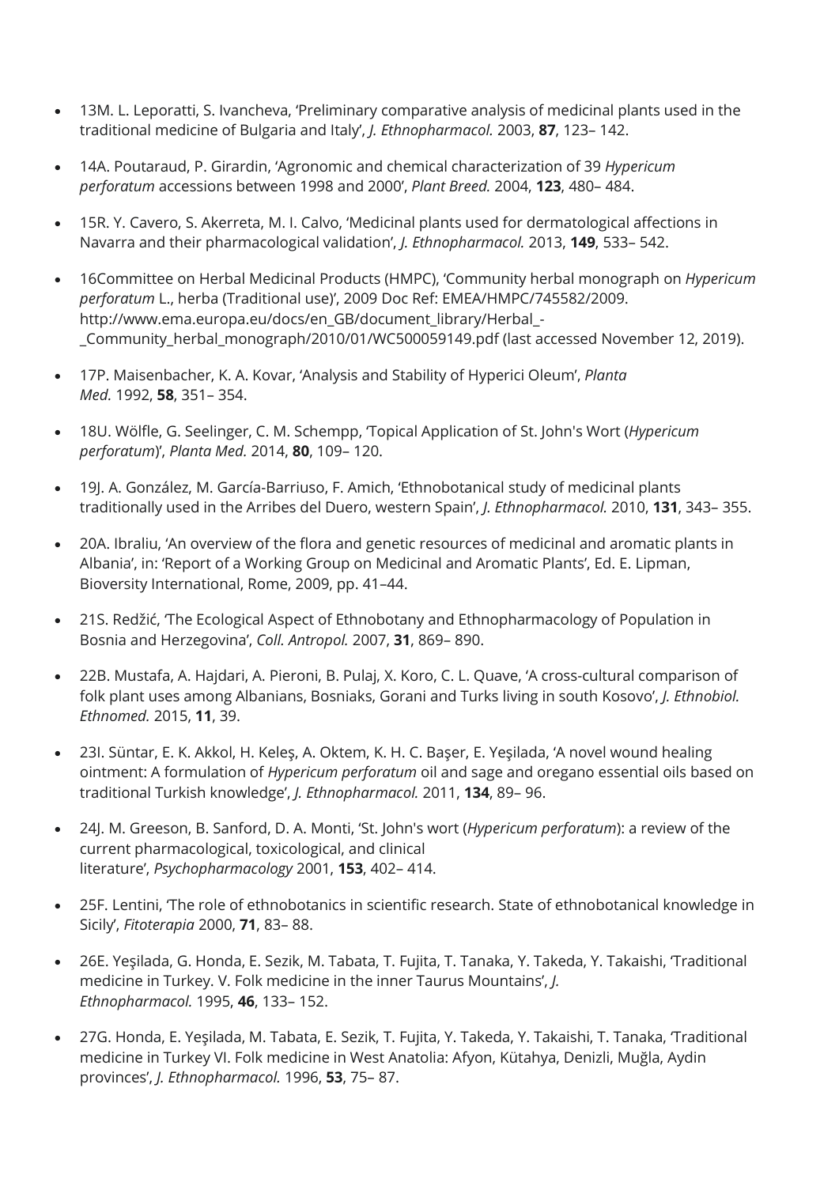- 13M. L. Leporatti, S. Ivancheva, 'Preliminary comparative analysis of medicinal plants used in the traditional medicine of Bulgaria and Italy', *J. Ethnopharmacol.* 2003, **87**, 123– 142.
- 14A. Poutaraud, P. Girardin, 'Agronomic and chemical characterization of 39 *Hypericum perforatum* accessions between 1998 and 2000', *Plant Breed.* 2004, **123**, 480– 484.
- 15R. Y. Cavero, S. Akerreta, M. I. Calvo, 'Medicinal plants used for dermatological affections in Navarra and their pharmacological validation', *J. Ethnopharmacol.* 2013, **149**, 533– 542.
- 16Committee on Herbal Medicinal Products (HMPC), 'Community herbal monograph on *Hypericum perforatum* L., herba (Traditional use)', 2009 Doc Ref: EMEA/HMPC/745582/2009. http://www.ema.europa.eu/docs/en_GB/document_library/Herbal_-_Community_herbal_monograph/2010/01/WC500059149.pdf (last accessed November 12, 2019).
- 17P. Maisenbacher, K. A. Kovar, 'Analysis and Stability of Hyperici Oleum', *Planta Med.* 1992, **58**, 351– 354.
- 18U. Wölfle, G. Seelinger, C. M. Schempp, 'Topical Application of St. John's Wort (*Hypericum perforatum*)', *Planta Med.* 2014, **80**, 109– 120.
- 19J. A. González, M. García-Barriuso, F. Amich, 'Ethnobotanical study of medicinal plants traditionally used in the Arribes del Duero, western Spain', *J. Ethnopharmacol.* 2010, **131**, 343– 355.
- 20A. Ibraliu, 'An overview of the flora and genetic resources of medicinal and aromatic plants in Albania', in: 'Report of a Working Group on Medicinal and Aromatic Plants', Ed. E. Lipman, Bioversity International, Rome, 2009, pp. 41–44.
- 21S. Redžić, 'The Ecological Aspect of Ethnobotany and Ethnopharmacology of Population in Bosnia and Herzegovina', *Coll. Antropol.* 2007, **31**, 869– 890.
- 22B. Mustafa, A. Hajdari, A. Pieroni, B. Pulaj, X. Koro, C. L. Quave, 'A cross-cultural comparison of folk plant uses among Albanians, Bosniaks, Gorani and Turks living in south Kosovo', *J. Ethnobiol. Ethnomed.* 2015, **11**, 39.
- 23I. Süntar, E. K. Akkol, H. Keleş, A. Oktem, K. H. C. Başer, E. Yeşilada, 'A novel wound healing ointment: A formulation of *Hypericum perforatum* oil and sage and oregano essential oils based on traditional Turkish knowledge', *J. Ethnopharmacol.* 2011, **134**, 89– 96.
- 24J. M. Greeson, B. Sanford, D. A. Monti, 'St. John's wort (*Hypericum perforatum*): a review of the current pharmacological, toxicological, and clinical literature', *Psychopharmacology* 2001, **153**, 402– 414.
- 25F. Lentini, 'The role of ethnobotanics in scientific research. State of ethnobotanical knowledge in Sicily', *Fitoterapia* 2000, **71**, 83– 88.
- 26E. Yeşilada, G. Honda, E. Sezik, M. Tabata, T. Fujita, T. Tanaka, Y. Takeda, Y. Takaishi, 'Traditional medicine in Turkey. V. Folk medicine in the inner Taurus Mountains', *J. Ethnopharmacol.* 1995, **46**, 133– 152.
- 27G. Honda, E. Yeşilada, M. Tabata, E. Sezik, T. Fujita, Y. Takeda, Y. Takaishi, T. Tanaka, 'Traditional medicine in Turkey VI. Folk medicine in West Anatolia: Afyon, Kütahya, Denizli, Muğla, Aydin provinces', *J. Ethnopharmacol.* 1996, **53**, 75– 87.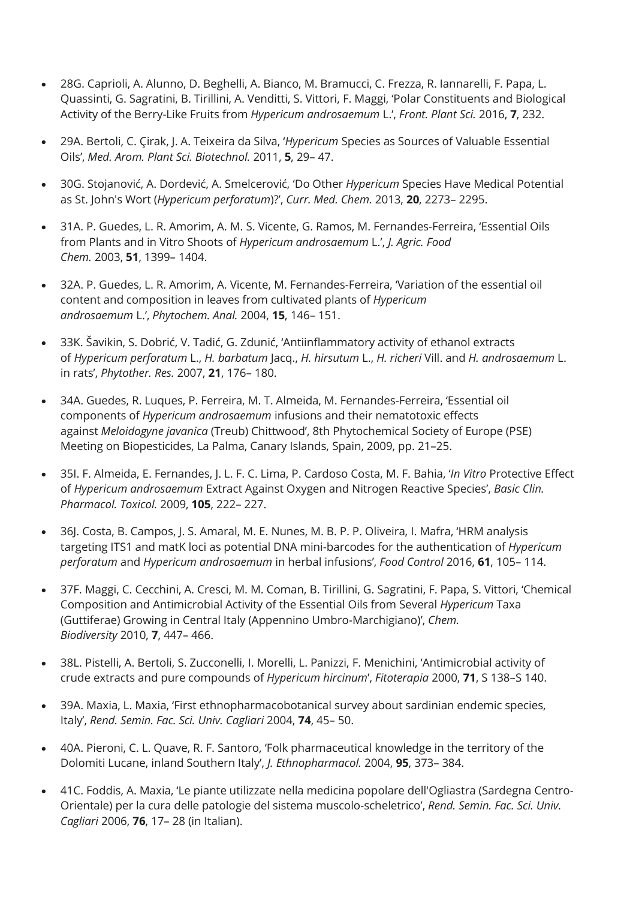- 28G. Caprioli, A. Alunno, D. Beghelli, A. Bianco, M. Bramucci, C. Frezza, R. Iannarelli, F. Papa, L. Quassinti, G. Sagratini, B. Tirillini, A. Venditti, S. Vittori, F. Maggi, 'Polar Constituents and Biological Activity of the Berry-Like Fruits from *Hypericum androsaemum* L.', *Front. Plant Sci.* 2016, **7**, 232.

- 29A. Bertoli, C. Çirak, J. A. Teixeira da Silva, '*Hypericum* Species as Sources of Valuable Essential Oils', *Med. Arom. Plant Sci. Biotechnol.* 2011, **5**, 29– 47.

- 30G. Stojanović, A. Dordević, A. Smelcerović, 'Do Other *Hypericum* Species Have Medical Potential as St. John's Wort (*Hypericum perforatum*)?', *Curr. Med. Chem.* 2013, **20**, 2273– 2295.

- 31A. P. Guedes, L. R. Amorim, A. M. S. Vicente, G. Ramos, M. Fernandes-Ferreira, 'Essential Oils from Plants and in Vitro Shoots of *Hypericum androsaemum* L.', *J. Agric. Food Chem.* 2003, **51**, 1399– 1404.

- 32A. P. Guedes, L. R. Amorim, A. Vicente, M. Fernandes-Ferreira, 'Variation of the essential oil content and composition in leaves from cultivated plants of *Hypericum androsaemum* L.', *Phytochem. Anal.* 2004, **15**, 146– 151.

- 33K. Šavikin, S. Dobrić, V. Tadić, G. Zdunić, 'Antiinflammatory activity of ethanol extracts of *Hypericum perforatum* L., *H. barbatum* Jacq., *H. hirsutum* L., *H. richeri* Vill. and *H. androsaemum* L. in rats', *Phytother. Res.* 2007, **21**, 176– 180.

- 34A. Guedes, R. Luques, P. Ferreira, M. T. Almeida, M. Fernandes-Ferreira, 'Essential oil components of *Hypericum androsaemum* infusions and their nematotoxic effects against *Meloidogyne javanica* (Treub) Chittwood', 8th Phytochemical Society of Europe (PSE) Meeting on Biopesticides, La Palma, Canary Islands, Spain, 2009, pp. 21–25.

- 35I. F. Almeida, E. Fernandes, J. L. F. C. Lima, P. Cardoso Costa, M. F. Bahia, '*In Vitro* Protective Effect of *Hypericum androsaemum* Extract Against Oxygen and Nitrogen Reactive Species', *Basic Clin. Pharmacol. Toxicol.* 2009, **105**, 222– 227.

- 36J. Costa, B. Campos, J. S. Amaral, M. E. Nunes, M. B. P. P. Oliveira, I. Mafra, 'HRM analysis targeting ITS1 and matK loci as potential DNA mini-barcodes for the authentication of *Hypericum perforatum* and *Hypericum androsaemum* in herbal infusions', *Food Control* 2016, **61**, 105– 114.

- 37F. Maggi, C. Cecchini, A. Cresci, M. M. Coman, B. Tirillini, G. Sagratini, F. Papa, S. Vittori, 'Chemical Composition and Antimicrobial Activity of the Essential Oils from Several *Hypericum* Taxa (Guttiferae) Growing in Central Italy (Appennino Umbro-Marchigiano)', *Chem. Biodiversity* 2010, **7**, 447– 466.

- 38L. Pistelli, A. Bertoli, S. Zucconelli, I. Morelli, L. Panizzi, F. Menichini, 'Antimicrobial activity of crude extracts and pure compounds of *Hypericum hircinum*', *Fitoterapia* 2000, **71**, S 138–S 140.

- 39A. Maxia, L. Maxia, 'First ethnopharmacobotanical survey about sardinian endemic species, Italy', *Rend. Semin. Fac. Sci. Univ. Cagliari* 2004, **74**, 45– 50.

- 40A. Pieroni, C. L. Quave, R. F. Santoro, 'Folk pharmaceutical knowledge in the territory of the Dolomiti Lucane, inland Southern Italy', *J. Ethnopharmacol.* 2004, **95**, 373– 384.

- 41C. Foddis, A. Maxia, 'Le piante utilizzate nella medicina popolare dell'Ogliastra (Sardegna Centro-Orientale) per la cura delle patologie del sistema muscolo-scheletrico', *Rend. Semin. Fac. Sci. Univ. Cagliari* 2006, **76**, 17– 28 (in Italian).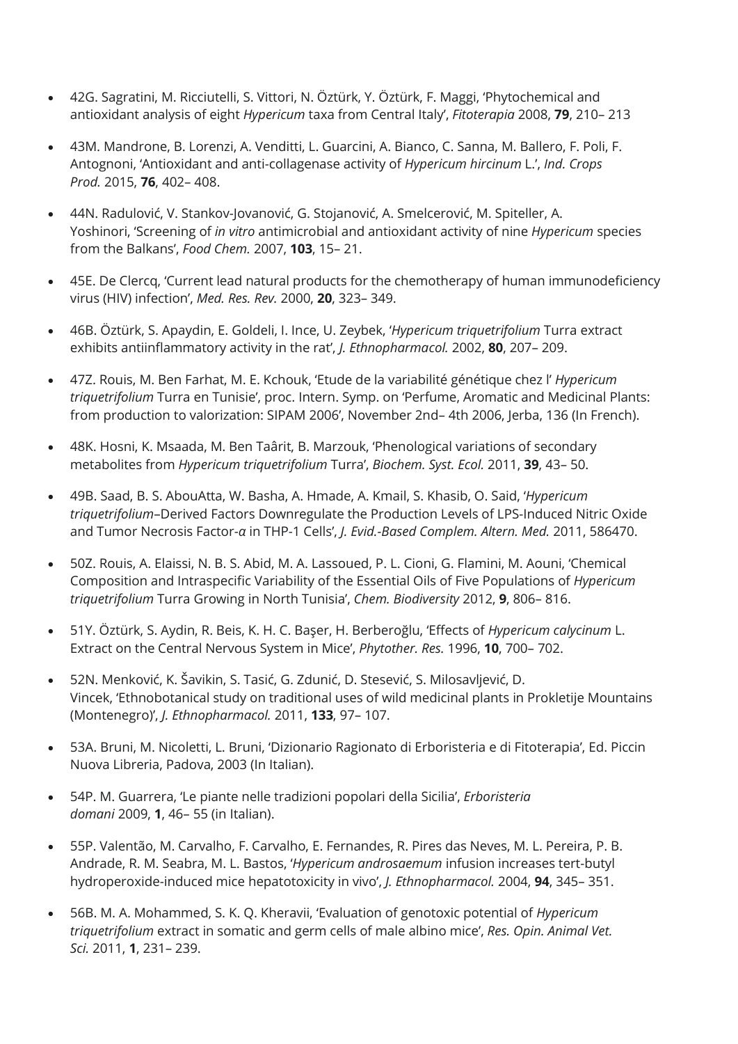- 42G. Sagratini, M. Ricciutelli, S. Vittori, N. Öztürk, Y. Öztürk, F. Maggi, 'Phytochemical and antioxidant analysis of eight *Hypericum* taxa from Central Italy', *Fitoterapia* 2008, **79**, 210– 213

- 43M. Mandrone, B. Lorenzi, A. Venditti, L. Guarcini, A. Bianco, C. Sanna, M. Ballero, F. Poli, F. Antognoni, 'Antioxidant and anti-collagenase activity of *Hypericum hircinum* L.', *Ind. Crops Prod.* 2015, **76**, 402– 408.

- 44N. Radulović, V. Stankov-Jovanović, G. Stojanović, A. Smelcerović, M. Spiteller, A. Yoshinori, 'Screening of *in vitro* antimicrobial and antioxidant activity of nine *Hypericum* species from the Balkans', *Food Chem.* 2007, **103**, 15– 21.

- 45E. De Clercq, 'Current lead natural products for the chemotherapy of human immunodeficiency virus (HIV) infection', *Med. Res. Rev.* 2000, **20**, 323– 349.

- 46B. Öztürk, S. Apaydin, E. Goldeli, I. Ince, U. Zeybek, '*Hypericum triquetrifolium* Turra extract exhibits antiinflammatory activity in the rat', *J. Ethnopharmacol.* 2002, **80**, 207– 209.

- 47Z. Rouis, M. Ben Farhat, M. E. Kchouk, 'Etude de la variabilité génétique chez l' *Hypericum triquetrifolium* Turra en Tunisie', proc. Intern. Symp. on 'Perfume, Aromatic and Medicinal Plants: from production to valorization: SIPAM 2006', November 2nd– 4th 2006, Jerba, 136 (In French).

- 48K. Hosni, K. Msaada, M. Ben Taârit, B. Marzouk, 'Phenological variations of secondary metabolites from *Hypericum triquetrifolium* Turra', *Biochem. Syst. Ecol.* 2011, **39**, 43– 50.

- 49B. Saad, B. S. AbouAtta, W. Basha, A. Hmade, A. Kmail, S. Khasib, O. Said, '*Hypericum triquetrifolium*–Derived Factors Downregulate the Production Levels of LPS-Induced Nitric Oxide and Tumor Necrosis Factor-*α* in THP-1 Cells', *J. Evid.-Based Complem. Altern. Med.* 2011, 586470.

- 50Z. Rouis, A. Elaissi, N. B. S. Abid, M. A. Lassoued, P. L. Cioni, G. Flamini, M. Aouni, 'Chemical Composition and Intraspecific Variability of the Essential Oils of Five Populations of *Hypericum triquetrifolium* Turra Growing in North Tunisia', *Chem. Biodiversity* 2012, **9**, 806– 816.

- 51Y. Öztürk, S. Aydin, R. Beis, K. H. C. Başer, H. Berberoğlu, 'Effects of *Hypericum calycinum* L. Extract on the Central Nervous System in Mice', *Phytother. Res.* 1996, **10**, 700– 702.

- 52N. Menković, K. Šavikin, S. Tasić, G. Zdunić, D. Stesević, S. Milosavljević, D. Vincek, 'Ethnobotanical study on traditional uses of wild medicinal plants in Prokletije Mountains (Montenegro)', *J. Ethnopharmacol.* 2011, **133**, 97– 107.

- 53A. Bruni, M. Nicoletti, L. Bruni, 'Dizionario Ragionato di Erboristeria e di Fitoterapia', Ed. Piccin Nuova Libreria, Padova, 2003 (In Italian).

- 54P. M. Guarrera, 'Le piante nelle tradizioni popolari della Sicilia', *Erboristeria domani* 2009, **1**, 46– 55 (in Italian).

- 55P. Valentão, M. Carvalho, F. Carvalho, E. Fernandes, R. Pires das Neves, M. L. Pereira, P. B. Andrade, R. M. Seabra, M. L. Bastos, '*Hypericum androsaemum* infusion increases tert-butyl hydroperoxide-induced mice hepatotoxicity in vivo', *J. Ethnopharmacol.* 2004, **94**, 345– 351.

- 56B. M. A. Mohammed, S. K. Q. Kheravii, 'Evaluation of genotoxic potential of *Hypericum triquetrifolium* extract in somatic and germ cells of male albino mice', *Res. Opin. Animal Vet. Sci.* 2011, **1**, 231– 239.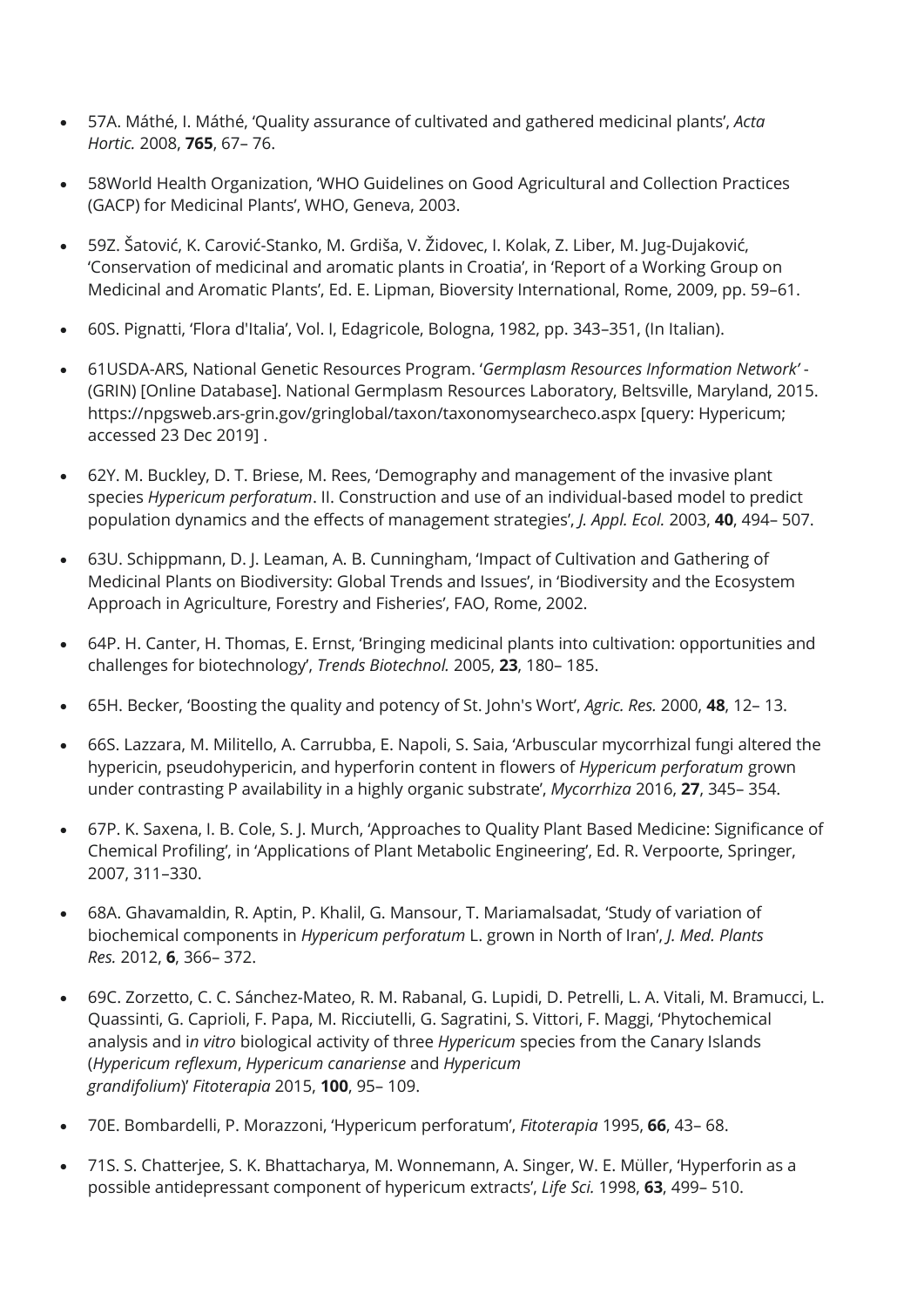- 57A. Máthé, I. Máthé, 'Quality assurance of cultivated and gathered medicinal plants', *Acta Hortic.* 2008, **765**, 67– 76.
- 58World Health Organization, 'WHO Guidelines on Good Agricultural and Collection Practices (GACP) for Medicinal Plants', WHO, Geneva, 2003.
- 59Z. Šatović, K. Carović-Stanko, M. Grdiša, V. Židovec, I. Kolak, Z. Liber, M. Jug-Dujaković, 'Conservation of medicinal and aromatic plants in Croatia', in 'Report of a Working Group on Medicinal and Aromatic Plants', Ed. E. Lipman, Bioversity International, Rome, 2009, pp. 59–61.
- 60S. Pignatti, 'Flora d'Italia', Vol. I, Edagricole, Bologna, 1982, pp. 343–351, (In Italian).
- 61USDA-ARS, National Genetic Resources Program. '*Germplasm Resources Information Network'* - (GRIN) [Online Database]. National Germplasm Resources Laboratory, Beltsville, Maryland, 2015. https://npgsweb.ars-grin.gov/gringlobal/taxon/taxonomysearcheco.aspx [query: Hypericum; accessed 23 Dec 2019] .
- 62Y. M. Buckley, D. T. Briese, M. Rees, 'Demography and management of the invasive plant species *Hypericum perforatum*. II. Construction and use of an individual-based model to predict population dynamics and the effects of management strategies', *J. Appl. Ecol.* 2003, **40**, 494– 507.
- 63U. Schippmann, D. J. Leaman, A. B. Cunningham, 'Impact of Cultivation and Gathering of Medicinal Plants on Biodiversity: Global Trends and Issues', in 'Biodiversity and the Ecosystem Approach in Agriculture, Forestry and Fisheries', FAO, Rome, 2002.
- 64P. H. Canter, H. Thomas, E. Ernst, 'Bringing medicinal plants into cultivation: opportunities and challenges for biotechnology', *Trends Biotechnol.* 2005, **23**, 180– 185.
- 65H. Becker, 'Boosting the quality and potency of St. John's Wort', *Agric. Res.* 2000, **48**, 12– 13.
- 66S. Lazzara, M. Militello, A. Carrubba, E. Napoli, S. Saia, 'Arbuscular mycorrhizal fungi altered the hypericin, pseudohypericin, and hyperforin content in flowers of *Hypericum perforatum* grown under contrasting P availability in a highly organic substrate', *Mycorrhiza* 2016, **27**, 345– 354.
- 67P. K. Saxena, I. B. Cole, S. J. Murch, 'Approaches to Quality Plant Based Medicine: Significance of Chemical Profiling', in 'Applications of Plant Metabolic Engineering', Ed. R. Verpoorte, Springer, 2007, 311–330.
- 68A. Ghavamaldin, R. Aptin, P. Khalil, G. Mansour, T. Mariamalsadat, 'Study of variation of biochemical components in *Hypericum perforatum* L. grown in North of Iran', *J. Med. Plants Res.* 2012, **6**, 366– 372.
- 69C. Zorzetto, C. C. Sánchez-Mateo, R. M. Rabanal, G. Lupidi, D. Petrelli, L. A. Vitali, M. Bramucci, L. Quassinti, G. Caprioli, F. Papa, M. Ricciutelli, G. Sagratini, S. Vittori, F. Maggi, 'Phytochemical analysis and i*n vitro* biological activity of three *Hypericum* species from the Canary Islands (*Hypericum reflexum*, *Hypericum canariense* and *Hypericum grandifolium*)' *Fitoterapia* 2015, **100**, 95– 109.
- 70E. Bombardelli, P. Morazzoni, 'Hypericum perforatum', *Fitoterapia* 1995, **66**, 43– 68.
- 71S. S. Chatterjee, S. K. Bhattacharya, M. Wonnemann, A. Singer, W. E. Müller, 'Hyperforin as a possible antidepressant component of hypericum extracts', *Life Sci.* 1998, **63**, 499– 510.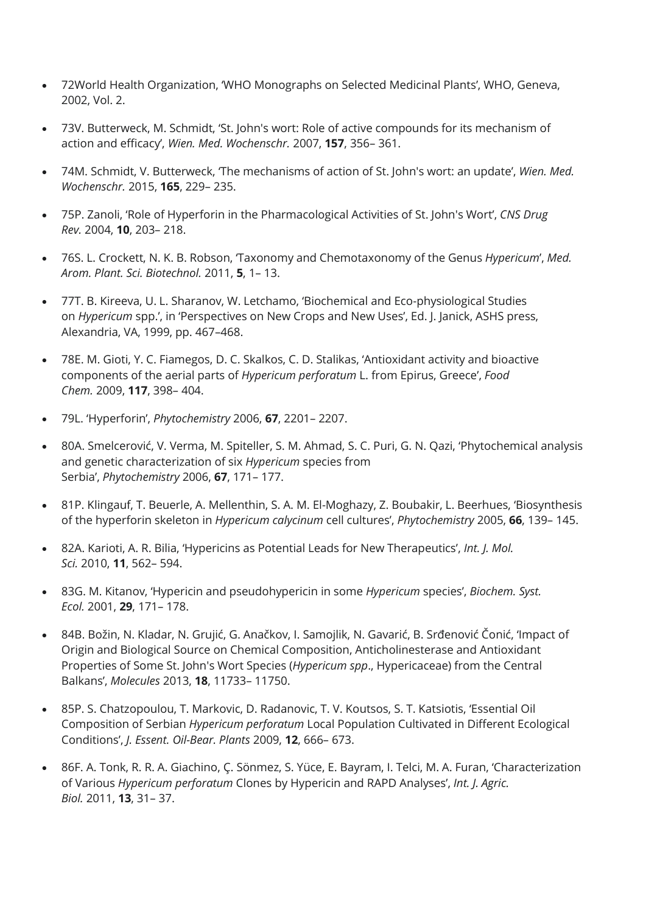- 72World Health Organization, 'WHO Monographs on Selected Medicinal Plants', WHO, Geneva, 2002, Vol. 2.
- 73V. Butterweck, M. Schmidt, 'St. John's wort: Role of active compounds for its mechanism of action and efficacy', *Wien. Med. Wochenschr.* 2007, **157**, 356– 361.
- 74M. Schmidt, V. Butterweck, 'The mechanisms of action of St. John's wort: an update', *Wien. Med. Wochenschr.* 2015, **165**, 229– 235.
- 75P. Zanoli, 'Role of Hyperforin in the Pharmacological Activities of St. John's Wort', *CNS Drug Rev.* 2004, **10**, 203– 218.
- 76S. L. Crockett, N. K. B. Robson, 'Taxonomy and Chemotaxonomy of the Genus *Hypericum*', *Med. Arom. Plant. Sci. Biotechnol.* 2011, **5**, 1– 13.
- 77T. B. Kireeva, U. L. Sharanov, W. Letchamo, 'Biochemical and Eco-physiological Studies on *Hypericum* spp.', in 'Perspectives on New Crops and New Uses', Ed. J. Janick, ASHS press, Alexandria, VA, 1999, pp. 467–468.
- 78E. M. Gioti, Y. C. Fiamegos, D. C. Skalkos, C. D. Stalikas, 'Antioxidant activity and bioactive components of the aerial parts of *Hypericum perforatum* L. from Epirus, Greece', *Food Chem.* 2009, **117**, 398– 404.
- 79L. 'Hyperforin', *Phytochemistry* 2006, **67**, 2201– 2207.
- 80A. Smelcerović, V. Verma, M. Spiteller, S. M. Ahmad, S. C. Puri, G. N. Qazi, 'Phytochemical analysis and genetic characterization of six *Hypericum* species from Serbia', *Phytochemistry* 2006, **67**, 171– 177.
- 81P. Klingauf, T. Beuerle, A. Mellenthin, S. A. M. El-Moghazy, Z. Boubakir, L. Beerhues, 'Biosynthesis of the hyperforin skeleton in *Hypericum calycinum* cell cultures', *Phytochemistry* 2005, **66**, 139– 145.
- 82A. Karioti, A. R. Bilia, 'Hypericins as Potential Leads for New Therapeutics', *Int. J. Mol. Sci.* 2010, **11**, 562– 594.
- 83G. M. Kitanov, 'Hypericin and pseudohypericin in some *Hypericum* species', *Biochem. Syst. Ecol.* 2001, **29**, 171– 178.
- 84B. Božin, N. Kladar, N. Grujić, G. Anačkov, I. Samojlik, N. Gavarić, B. Srđenović Čonić, 'Impact of Origin and Biological Source on Chemical Composition, Anticholinesterase and Antioxidant Properties of Some St. John's Wort Species (*Hypericum spp*., Hypericaceae) from the Central Balkans', *Molecules* 2013, **18**, 11733– 11750.
- 85P. S. Chatzopoulou, T. Markovic, D. Radanovic, T. V. Koutsos, S. T. Katsiotis, 'Essential Oil Composition of Serbian *Hypericum perforatum* Local Population Cultivated in Different Ecological Conditions', *J. Essent. Oil-Bear. Plants* 2009, **12**, 666– 673.
- 86F. A. Tonk, R. R. A. Giachino, Ç. Sönmez, S. Yüce, E. Bayram, I. Telci, M. A. Furan, 'Characterization of Various *Hypericum perforatum* Clones by Hypericin and RAPD Analyses', *Int. J. Agric. Biol.* 2011, **13**, 31– 37.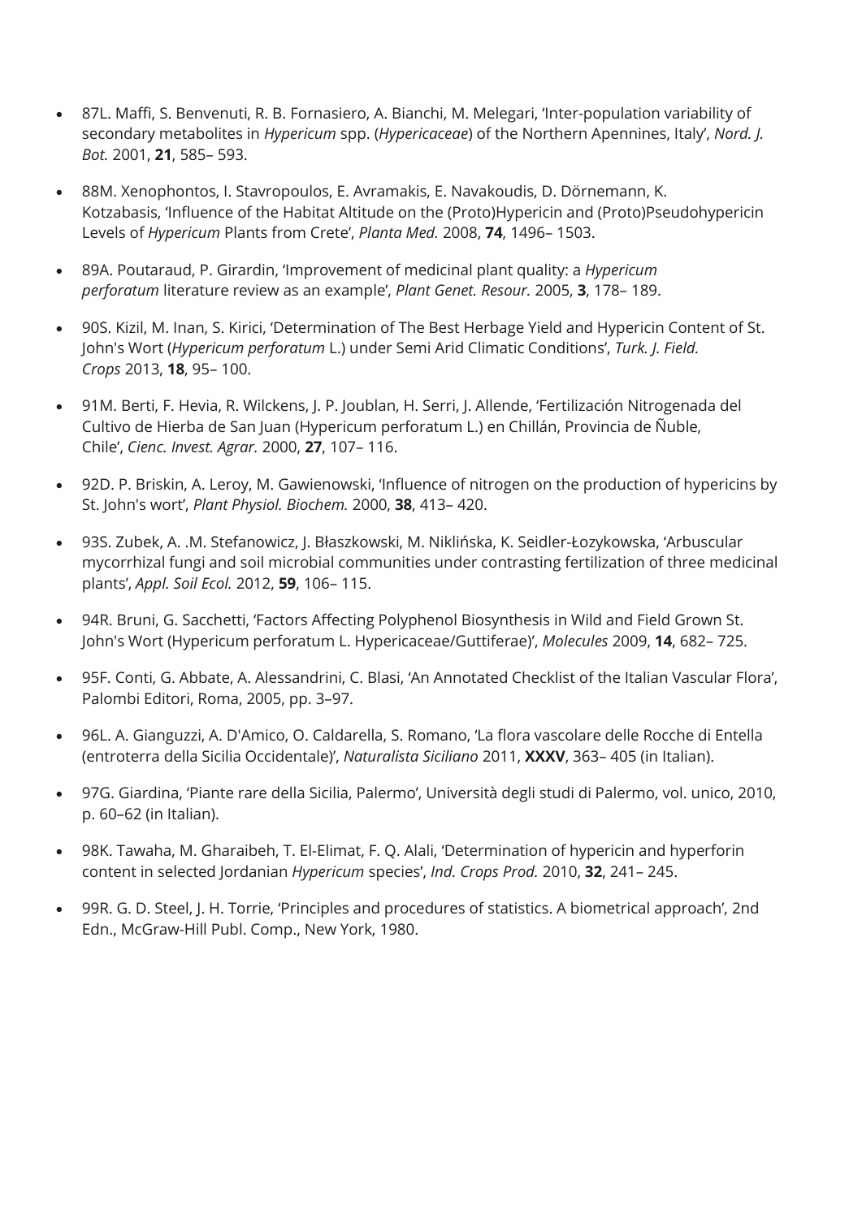- 87L. Maffi, S. Benvenuti, R. B. Fornasiero, A. Bianchi, M. Melegari, 'Inter-population variability of secondary metabolites in *Hypericum* spp. (*Hypericaceae*) of the Northern Apennines, Italy', *Nord. J. Bot.* 2001, **21**, 585– 593.
- 88M. Xenophontos, I. Stavropoulos, E. Avramakis, E. Navakoudis, D. Dörnemann, K. Kotzabasis, 'Influence of the Habitat Altitude on the (Proto)Hypericin and (Proto)Pseudohypericin Levels of *Hypericum* Plants from Crete', *Planta Med.* 2008, **74**, 1496– 1503.
- 89A. Poutaraud, P. Girardin, 'Improvement of medicinal plant quality: a *Hypericum perforatum* literature review as an example', *Plant Genet. Resour.* 2005, **3**, 178– 189.
- 90S. Kizil, M. Inan, S. Kirici, 'Determination of The Best Herbage Yield and Hypericin Content of St. John's Wort (*Hypericum perforatum* L.) under Semi Arid Climatic Conditions', *Turk. J. Field. Crops* 2013, **18**, 95– 100.
- 91M. Berti, F. Hevia, R. Wilckens, J. P. Joublan, H. Serri, J. Allende, 'Fertilización Nitrogenada del Cultivo de Hierba de San Juan (Hypericum perforatum L.) en Chillán, Provincia de Ñuble, Chile', *Cienc. Invest. Agrar.* 2000, **27**, 107– 116.
- 92D. P. Briskin, A. Leroy, M. Gawienowski, 'Influence of nitrogen on the production of hypericins by St. John's wort', *Plant Physiol. Biochem.* 2000, **38**, 413– 420.
- 93S. Zubek, A. .M. Stefanowicz, J. Błaszkowski, M. Niklińska, K. Seidler-Łozykowska, 'Arbuscular mycorrhizal fungi and soil microbial communities under contrasting fertilization of three medicinal plants', *Appl. Soil Ecol.* 2012, **59**, 106– 115.
- 94R. Bruni, G. Sacchetti, 'Factors Affecting Polyphenol Biosynthesis in Wild and Field Grown St. John's Wort (Hypericum perforatum L. Hypericaceae/Guttiferae)', *Molecules* 2009, **14**, 682– 725.
- 95F. Conti, G. Abbate, A. Alessandrini, C. Blasi, 'An Annotated Checklist of the Italian Vascular Flora', Palombi Editori, Roma, 2005, pp. 3–97.
- 96L. A. Gianguzzi, A. D'Amico, O. Caldarella, S. Romano, 'La flora vascolare delle Rocche di Entella (entroterra della Sicilia Occidentale)', *Naturalista Siciliano* 2011, **XXXV**, 363– 405 (in Italian).
- 97G. Giardina, 'Piante rare della Sicilia, Palermo', Università degli studi di Palermo, vol. unico, 2010, p. 60–62 (in Italian).
- 98K. Tawaha, M. Gharaibeh, T. El-Elimat, F. Q. Alali, 'Determination of hypericin and hyperforin content in selected Jordanian *Hypericum* species', *Ind. Crops Prod.* 2010, **32**, 241– 245.
- 99R. G. D. Steel, J. H. Torrie, 'Principles and procedures of statistics. A biometrical approach', 2nd Edn., McGraw-Hill Publ. Comp., New York, 1980.